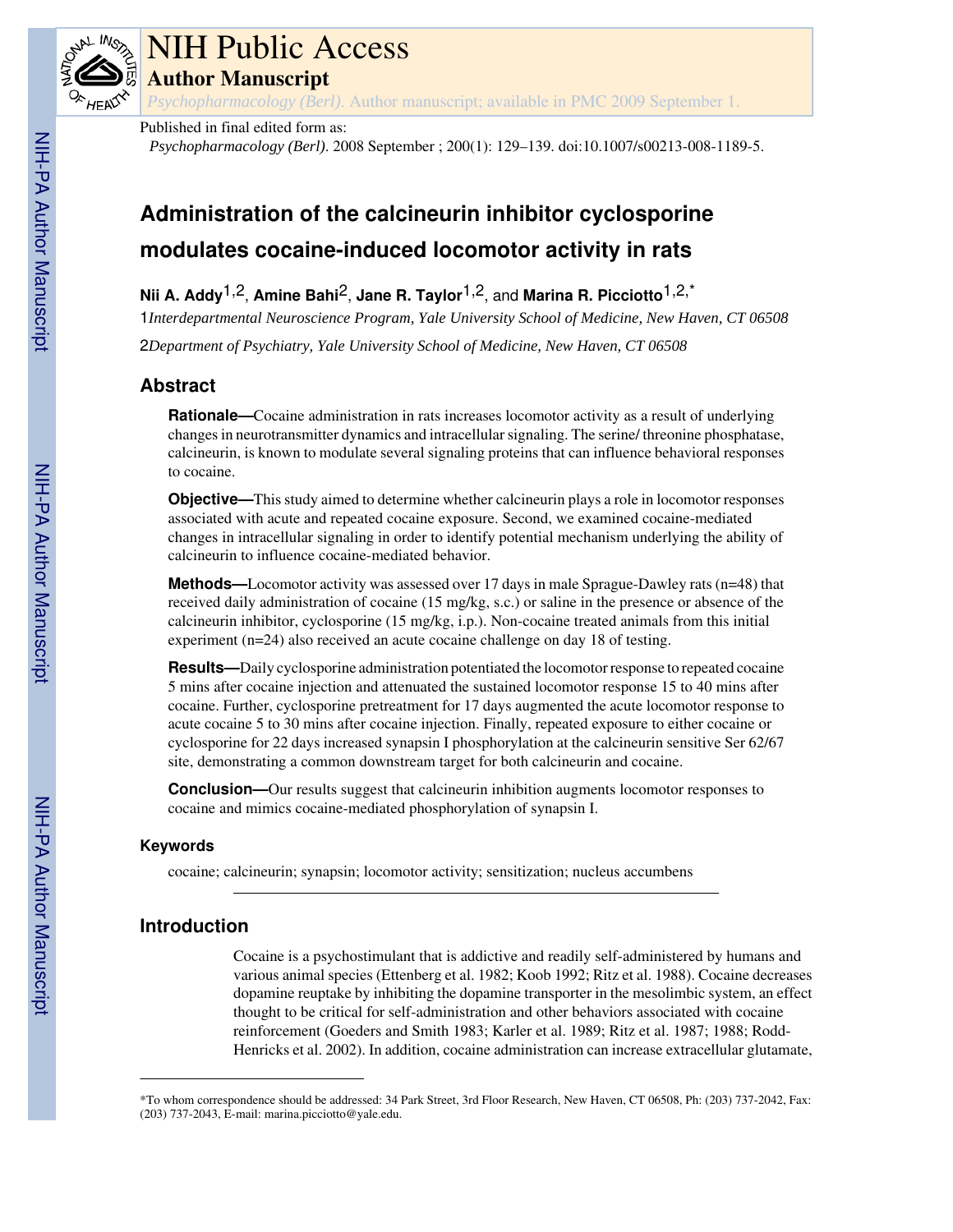# NIH Public Access

## Author Manuscript

*Psychopharmacology (Berl)*. Author manuscript; available in PMC 2009 September 1.

Published in final edited form as:

*Psychopharmacology (Berl)*. 2008 September ; 200(1): 129–139. doi:10.1007/s00213-008-1189-5.

# Administration of the calcineurin inhibitor cyclosporine modulates cocaine-induced locomotor activity in rats

**Nii A. Addy**[1,2], **Amine Bahi**[2], **Jane R. Taylor**[1,2], and **Marina R. Picciotto**[1,2,*]

[1]*Interdepartmental Neuroscience Program, Yale University School of Medicine, New Haven, CT 06508*

[2]*Department of Psychiatry, Yale University School of Medicine, New Haven, CT 06508*

## Abstract

**Rationale—**Cocaine administration in rats increases locomotor activity as a result of underlying changes in neurotransmitter dynamics and intracellular signaling. The serine/ threonine phosphatase, calcineurin, is known to modulate several signaling proteins that can influence behavioral responses to cocaine.

**Objective—**This study aimed to determine whether calcineurin plays a role in locomotor responses associated with acute and repeated cocaine exposure. Second, we examined cocaine-mediated changes in intracellular signaling in order to identify potential mechanism underlying the ability of calcineurin to influence cocaine-mediated behavior.

**Methods—**Locomotor activity was assessed over 17 days in male Sprague-Dawley rats (n=48) that received daily administration of cocaine (15 mg/kg, s.c.) or saline in the presence or absence of the calcineurin inhibitor, cyclosporine (15 mg/kg, i.p.). Non-cocaine treated animals from this initial experiment (n=24) also received an acute cocaine challenge on day 18 of testing.

**Results—**Daily cyclosporine administration potentiated the locomotor response to repeated cocaine 5 mins after cocaine injection and attenuated the sustained locomotor response 15 to 40 mins after cocaine. Further, cyclosporine pretreatment for 17 days augmented the acute locomotor response to acute cocaine 5 to 30 mins after cocaine injection. Finally, repeated exposure to either cocaine or cyclosporine for 22 days increased synapsin I phosphorylation at the calcineurin sensitive Ser 62/67 site, demonstrating a common downstream target for both calcineurin and cocaine.

**Conclusion—**Our results suggest that calcineurin inhibition augments locomotor responses to cocaine and mimics cocaine-mediated phosphorylation of synapsin I.

### Keywords

cocaine; calcineurin; synapsin; locomotor activity; sensitization; nucleus accumbens

## Introduction

Cocaine is a psychostimulant that is addictive and readily self-administered by humans and various animal species (Ettenberg et al. 1982; Koob 1992; Ritz et al. 1988). Cocaine decreases dopamine reuptake by inhibiting the dopamine transporter in the mesolimbic system, an effect thought to be critical for self-administration and other behaviors associated with cocaine reinforcement (Goeders and Smith 1983; Karler et al. 1989; Ritz et al. 1987; 1988; Rodd-Henricks et al. 2002). In addition, cocaine administration can increase extracellular glutamate,

*To whom correspondence should be addressed: 34 Park Street, 3rd Floor Research, New Haven, CT 06508, Ph: (203) 737-2042, Fax: (203) 737-2043, E-mail: marina.picciotto@yale.edu.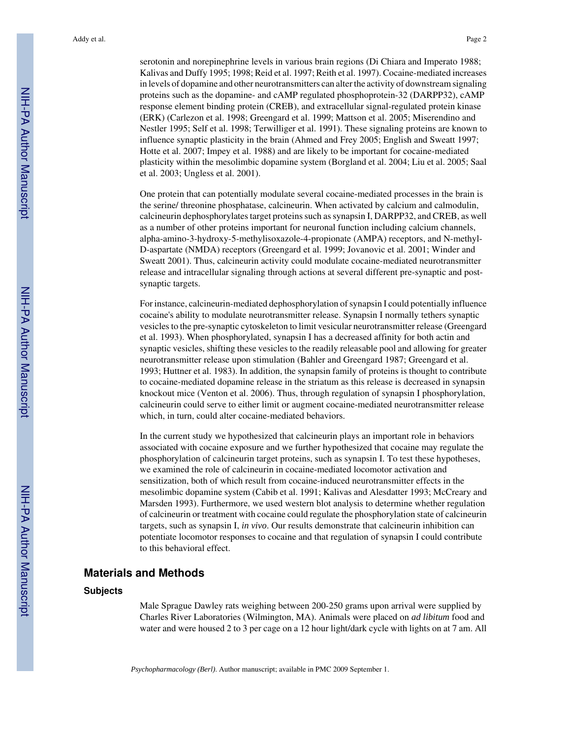serotonin and norepinephrine levels in various brain regions (Di Chiara and Imperato 1988; Kalivas and Duffy 1995; 1998; Reid et al. 1997; Reith et al. 1997). Cocaine-mediated increases in levels of dopamine and other neurotransmitters can alter the activity of downstream signaling proteins such as the dopamine- and cAMP regulated phosphoprotein-32 (DARPP32), cAMP response element binding protein (CREB), and extracellular signal-regulated protein kinase (ERK) (Carlezon et al. 1998; Greengard et al. 1999; Mattson et al. 2005; Miserendino and Nestler 1995; Self et al. 1998; Terwilliger et al. 1991). These signaling proteins are known to influence synaptic plasticity in the brain (Ahmed and Frey 2005; English and Sweatt 1997; Hotte et al. 2007; Impey et al. 1988) and are likely to be important for cocaine-mediated plasticity within the mesolimbic dopamine system (Borgland et al. 2004; Liu et al. 2005; Saal et al. 2003; Ungless et al. 2001).

One protein that can potentially modulate several cocaine-mediated processes in the brain is the serine/ threonine phosphatase, calcineurin. When activated by calcium and calmodulin, calcineurin dephosphorylates target proteins such as synapsin I, DARPP32, and CREB, as well as a number of other proteins important for neuronal function including calcium channels, alpha-amino-3-hydroxy-5-methylisoxazole-4-propionate (AMPA) receptors, and N-methyl-D-aspartate (NMDA) receptors (Greengard et al. 1999; Jovanovic et al. 2001; Winder and Sweatt 2001). Thus, calcineurin activity could modulate cocaine-mediated neurotransmitter release and intracellular signaling through actions at several different pre-synaptic and post-synaptic targets.

For instance, calcineurin-mediated dephosphorylation of synapsin I could potentially influence cocaine's ability to modulate neurotransmitter release. Synapsin I normally tethers synaptic vesicles to the pre-synaptic cytoskeleton to limit vesicular neurotransmitter release (Greengard et al. 1993). When phosphorylated, synapsin I has a decreased affinity for both actin and synaptic vesicles, shifting these vesicles to the readily releasable pool and allowing for greater neurotransmitter release upon stimulation (Bahler and Greengard 1987; Greengard et al. 1993; Huttner et al. 1983). In addition, the synapsin family of proteins is thought to contribute to cocaine-mediated dopamine release in the striatum as this release is decreased in synapsin knockout mice (Venton et al. 2006). Thus, through regulation of synapsin I phosphorylation, calcineurin could serve to either limit or augment cocaine-mediated neurotransmitter release which, in turn, could alter cocaine-mediated behaviors.

In the current study we hypothesized that calcineurin plays an important role in behaviors associated with cocaine exposure and we further hypothesized that cocaine may regulate the phosphorylation of calcineurin target proteins, such as synapsin I. To test these hypotheses, we examined the role of calcineurin in cocaine-mediated locomotor activation and sensitization, both of which result from cocaine-induced neurotransmitter effects in the mesolimbic dopamine system (Cabib et al. 1991; Kalivas and Alesdatter 1993; McCreary and Marsden 1993). Furthermore, we used western blot analysis to determine whether regulation of calcineurin or treatment with cocaine could regulate the phosphorylation state of calcineurin targets, such as synapsin I, *in vivo*. Our results demonstrate that calcineurin inhibition can potentiate locomotor responses to cocaine and that regulation of synapsin I could contribute to this behavioral effect.

## Materials and Methods

### Subjects

Male Sprague Dawley rats weighing between 200-250 grams upon arrival were supplied by Charles River Laboratories (Wilmington, MA). Animals were placed on *ad libitum* food and water and were housed 2 to 3 per cage on a 12 hour light/dark cycle with lights on at 7 am. All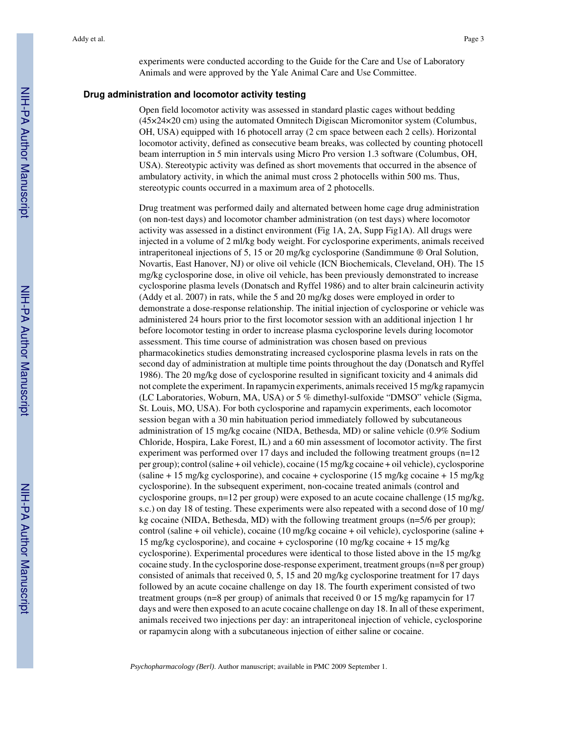experiments were conducted according to the Guide for the Care and Use of Laboratory Animals and were approved by the Yale Animal Care and Use Committee.

### Drug administration and locomotor activity testing

Open field locomotor activity was assessed in standard plastic cages without bedding (45×24×20 cm) using the automated Omnitech Digiscan Micromonitor system (Columbus, OH, USA) equipped with 16 photocell array (2 cm space between each 2 cells). Horizontal locomotor activity, defined as consecutive beam breaks, was collected by counting photocell beam interruption in 5 min intervals using Micro Pro version 1.3 software (Columbus, OH, USA). Stereotypic activity was defined as short movements that occurred in the absence of ambulatory activity, in which the animal must cross 2 photocells within 500 ms. Thus, stereotypic counts occurred in a maximum area of 2 photocells.

Drug treatment was performed daily and alternated between home cage drug administration (on non-test days) and locomotor chamber administration (on test days) where locomotor activity was assessed in a distinct environment (Fig 1A, 2A, Supp Fig1A). All drugs were injected in a volume of 2 ml/kg body weight. For cyclosporine experiments, animals received intraperitoneal injections of 5, 15 or 20 mg/kg cyclosporine (Sandimmune ® Oral Solution, Novartis, East Hanover, NJ) or olive oil vehicle (ICN Biochemicals, Cleveland, OH). The 15 mg/kg cyclosporine dose, in olive oil vehicle, has been previously demonstrated to increase cyclosporine plasma levels (Donatsch and Ryffel 1986) and to alter brain calcineurin activity (Addy et al. 2007) in rats, while the 5 and 20 mg/kg doses were employed in order to demonstrate a dose-response relationship. The initial injection of cyclosporine or vehicle was administered 24 hours prior to the first locomotor session with an additional injection 1 hr before locomotor testing in order to increase plasma cyclosporine levels during locomotor assessment. This time course of administration was chosen based on previous pharmacokinetics studies demonstrating increased cyclosporine plasma levels in rats on the second day of administration at multiple time points throughout the day (Donatsch and Ryffel 1986). The 20 mg/kg dose of cyclosporine resulted in significant toxicity and 4 animals did not complete the experiment. In rapamycin experiments, animals received 15 mg/kg rapamycin (LC Laboratories, Woburn, MA, USA) or 5 % dimethyl-sulfoxide "DMSO" vehicle (Sigma, St. Louis, MO, USA). For both cyclosporine and rapamycin experiments, each locomotor session began with a 30 min habituation period immediately followed by subcutaneous administration of 15 mg/kg cocaine (NIDA, Bethesda, MD) or saline vehicle (0.9% Sodium Chloride, Hospira, Lake Forest, IL) and a 60 min assessment of locomotor activity. The first experiment was performed over 17 days and included the following treatment groups (n=12 per group); control (saline + oil vehicle), cocaine (15 mg/kg cocaine + oil vehicle), cyclosporine (saline + 15 mg/kg cyclosporine), and cocaine + cyclosporine (15 mg/kg cocaine + 15 mg/kg cyclosporine). In the subsequent experiment, non-cocaine treated animals (control and cyclosporine groups, n=12 per group) were exposed to an acute cocaine challenge (15 mg/kg, s.c.) on day 18 of testing. These experiments were also repeated with a second dose of 10 mg/kg cocaine (NIDA, Bethesda, MD) with the following treatment groups (n=5/6 per group); control (saline + oil vehicle), cocaine (10 mg/kg cocaine + oil vehicle), cyclosporine (saline + 15 mg/kg cyclosporine), and cocaine + cyclosporine (10 mg/kg cocaine + 15 mg/kg cyclosporine). Experimental procedures were identical to those listed above in the 15 mg/kg cocaine study. In the cyclosporine dose-response experiment, treatment groups (n=8 per group) consisted of animals that received 0, 5, 15 and 20 mg/kg cyclosporine treatment for 17 days followed by an acute cocaine challenge on day 18. The fourth experiment consisted of two treatment groups (n=8 per group) of animals that received 0 or 15 mg/kg rapamycin for 17 days and were then exposed to an acute cocaine challenge on day 18. In all of these experiment, animals received two injections per day: an intraperitoneal injection of vehicle, cyclosporine or rapamycin along with a subcutaneous injection of either saline or cocaine.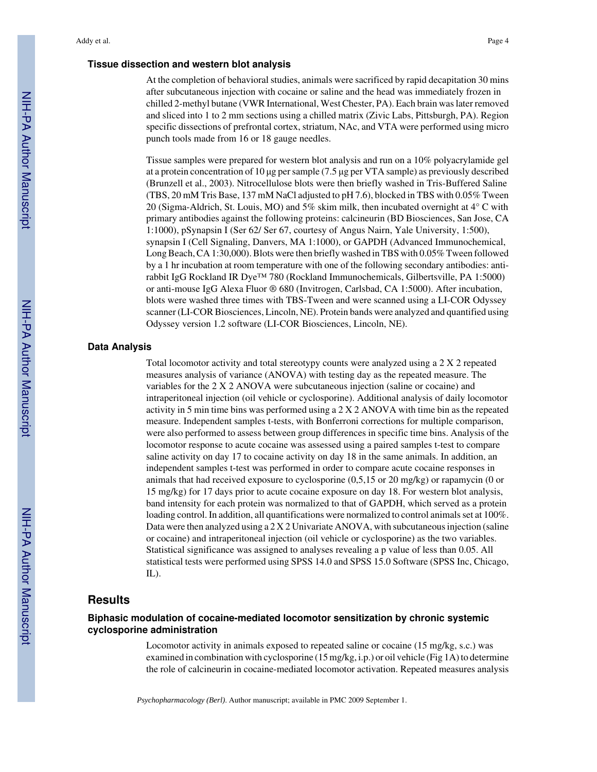### Tissue dissection and western blot analysis

At the completion of behavioral studies, animals were sacrificed by rapid decapitation 30 mins after subcutaneous injection with cocaine or saline and the head was immediately frozen in chilled 2-methyl butane (VWR International, West Chester, PA). Each brain was later removed and sliced into 1 to 2 mm sections using a chilled matrix (Zivic Labs, Pittsburgh, PA). Region specific dissections of prefrontal cortex, striatum, NAc, and VTA were performed using micro punch tools made from 16 or 18 gauge needles.

Tissue samples were prepared for western blot analysis and run on a 10% polyacrylamide gel at a protein concentration of 10 μg per sample (7.5 μg per VTA sample) as previously described (Brunzell et al., 2003). Nitrocellulose blots were then briefly washed in Tris-Buffered Saline (TBS, 20 mM Tris Base, 137 mM NaCl adjusted to pH 7.6), blocked in TBS with 0.05% Tween 20 (Sigma-Aldrich, St. Louis, MO) and 5% skim milk, then incubated overnight at 4° C with primary antibodies against the following proteins: calcineurin (BD Biosciences, San Jose, CA 1:1000), pSynapsin I (Ser 62/ Ser 67, courtesy of Angus Nairn, Yale University, 1:500), synapsin I (Cell Signaling, Danvers, MA 1:1000), or GAPDH (Advanced Immunochemical, Long Beach, CA 1:30,000). Blots were then briefly washed in TBS with 0.05% Tween followed by a 1 hr incubation at room temperature with one of the following secondary antibodies: anti-rabbit IgG Rockland IR Dye™ 780 (Rockland Immunochemicals, Gilbertsville, PA 1:5000) or anti-mouse IgG Alexa Fluor ® 680 (Invitrogen, Carlsbad, CA 1:5000). After incubation, blots were washed three times with TBS-Tween and were scanned using a LI-COR Odyssey scanner (LI-COR Biosciences, Lincoln, NE). Protein bands were analyzed and quantified using Odyssey version 1.2 software (LI-COR Biosciences, Lincoln, NE).

### Data Analysis

Total locomotor activity and total stereotypy counts were analyzed using a 2 X 2 repeated measures analysis of variance (ANOVA) with testing day as the repeated measure. The variables for the 2 X 2 ANOVA were subcutaneous injection (saline or cocaine) and intraperitoneal injection (oil vehicle or cyclosporine). Additional analysis of daily locomotor activity in 5 min time bins was performed using a 2 X 2 ANOVA with time bin as the repeated measure. Independent samples t-tests, with Bonferroni corrections for multiple comparison, were also performed to assess between group differences in specific time bins. Analysis of the locomotor response to acute cocaine was assessed using a paired samples t-test to compare saline activity on day 17 to cocaine activity on day 18 in the same animals. In addition, an independent samples t-test was performed in order to compare acute cocaine responses in animals that had received exposure to cyclosporine (0,5,15 or 20 mg/kg) or rapamycin (0 or 15 mg/kg) for 17 days prior to acute cocaine exposure on day 18. For western blot analysis, band intensity for each protein was normalized to that of GAPDH, which served as a protein loading control. In addition, all quantifications were normalized to control animals set at 100%. Data were then analyzed using a 2 X 2 Univariate ANOVA, with subcutaneous injection (saline or cocaine) and intraperitoneal injection (oil vehicle or cyclosporine) as the two variables. Statistical significance was assigned to analyses revealing a p value of less than 0.05. All statistical tests were performed using SPSS 14.0 and SPSS 15.0 Software (SPSS Inc, Chicago, IL).

## Results

### Biphasic modulation of cocaine-mediated locomotor sensitization by chronic systemic cyclosporine administration

Locomotor activity in animals exposed to repeated saline or cocaine (15 mg/kg, s.c.) was examined in combination with cyclosporine (15 mg/kg, i.p.) or oil vehicle (Fig 1A) to determine the role of calcineurin in cocaine-mediated locomotor activation. Repeated measures analysis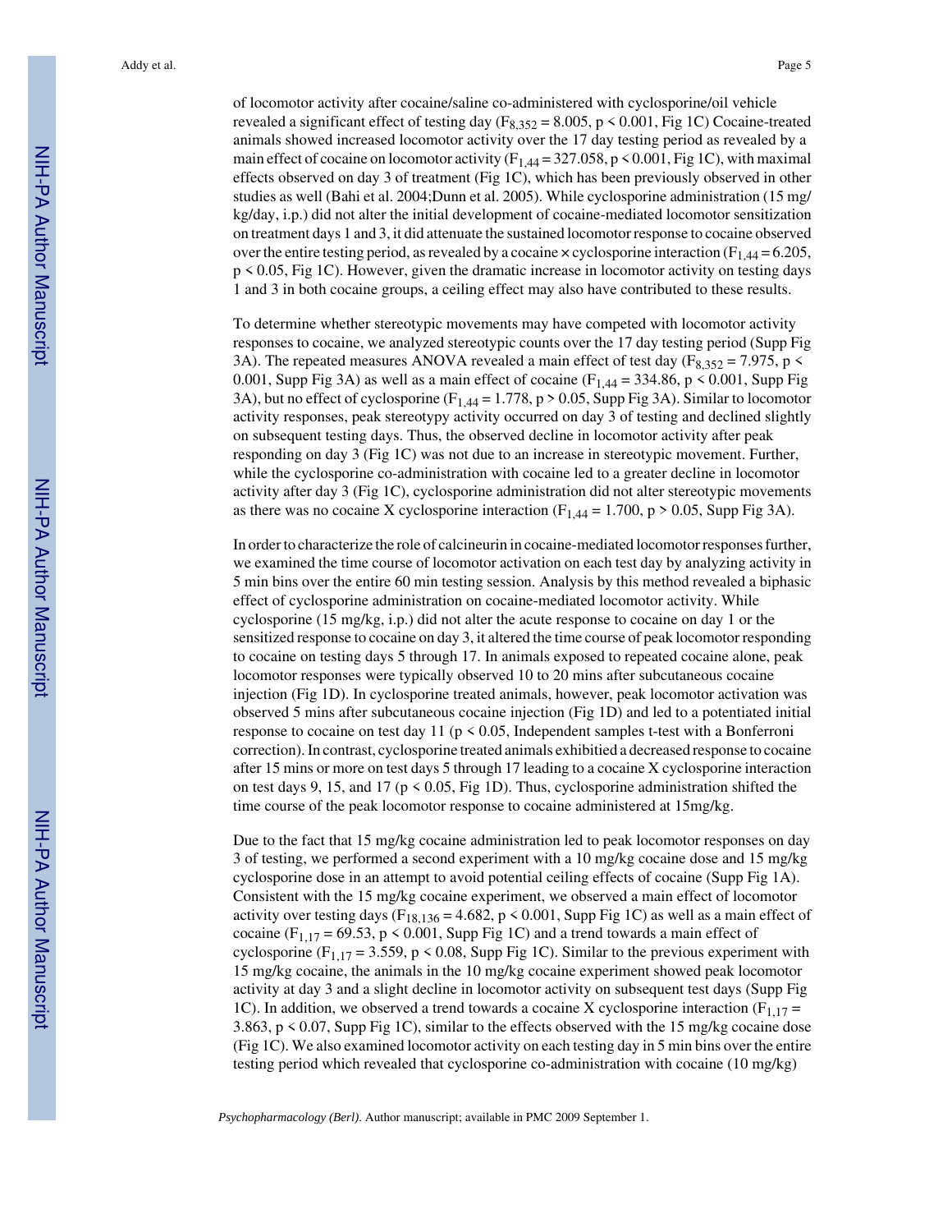of locomotor activity after cocaine/saline co-administered with cyclosporine/oil vehicle revealed a significant effect of testing day ($F_{8,352} = 8.005$, $p < 0.001$, Fig 1C) Cocaine-treated animals showed increased locomotor activity over the 17 day testing period as revealed by a main effect of cocaine on locomotor activity ($F_{1,44} = 327.058$, $p < 0.001$, Fig 1C), with maximal effects observed on day 3 of treatment (Fig 1C), which has been previously observed in other studies as well (Bahi et al. 2004;Dunn et al. 2005). While cyclosporine administration (15 mg/kg/day, i.p.) did not alter the initial development of cocaine-mediated locomotor sensitization on treatment days 1 and 3, it did attenuate the sustained locomotor response to cocaine observed over the entire testing period, as revealed by a cocaine × cyclosporine interaction ($F_{1,44} = 6.205$, $p < 0.05$, Fig 1C). However, given the dramatic increase in locomotor activity on testing days 1 and 3 in both cocaine groups, a ceiling effect may also have contributed to these results.

To determine whether stereotypic movements may have competed with locomotor activity responses to cocaine, we analyzed stereotypic counts over the 17 day testing period (Supp Fig 3A). The repeated measures ANOVA revealed a main effect of test day ($F_{8,352} = 7.975$, $p < 0.001$, Supp Fig 3A) as well as a main effect of cocaine ($F_{1,44} = 334.86$, $p < 0.001$, Supp Fig 3A), but no effect of cyclosporine ($F_{1,44} = 1.778$, $p > 0.05$, Supp Fig 3A). Similar to locomotor activity responses, peak stereotypy activity occurred on day 3 of testing and declined slightly on subsequent testing days. Thus, the observed decline in locomotor activity after peak responding on day 3 (Fig 1C) was not due to an increase in stereotypic movement. Further, while the cyclosporine co-administration with cocaine led to a greater decline in locomotor activity after day 3 (Fig 1C), cyclosporine administration did not alter stereotypic movements as there was no cocaine X cyclosporine interaction ($F_{1,44} = 1.700$, $p > 0.05$, Supp Fig 3A).

In order to characterize the role of calcineurin in cocaine-mediated locomotor responses further, we examined the time course of locomotor activation on each test day by analyzing activity in 5 min bins over the entire 60 min testing session. Analysis by this method revealed a biphasic effect of cyclosporine administration on cocaine-mediated locomotor activity. While cyclosporine (15 mg/kg, i.p.) did not alter the acute response to cocaine on day 1 or the sensitized response to cocaine on day 3, it altered the time course of peak locomotor responding to cocaine on testing days 5 through 17. In animals exposed to repeated cocaine alone, peak locomotor responses were typically observed 10 to 20 mins after subcutaneous cocaine injection (Fig 1D). In cyclosporine treated animals, however, peak locomotor activation was observed 5 mins after subcutaneous cocaine injection (Fig 1D) and led to a potentiated initial response to cocaine on test day 11 ($p < 0.05$, Independent samples t-test with a Bonferroni correction). In contrast, cyclosporine treated animals exhibitied a decreased response to cocaine after 15 mins or more on test days 5 through 17 leading to a cocaine X cyclosporine interaction on test days 9, 15, and 17 ($p < 0.05$, Fig 1D). Thus, cyclosporine administration shifted the time course of the peak locomotor response to cocaine administered at 15mg/kg.

Due to the fact that 15 mg/kg cocaine administration led to peak locomotor responses on day 3 of testing, we performed a second experiment with a 10 mg/kg cocaine dose and 15 mg/kg cyclosporine dose in an attempt to avoid potential ceiling effects of cocaine (Supp Fig 1A). Consistent with the 15 mg/kg cocaine experiment, we observed a main effect of locomotor activity over testing days ($F_{18,136} = 4.682$, $p < 0.001$, Supp Fig 1C) as well as a main effect of cocaine ($F_{1,17} = 69.53$, $p < 0.001$, Supp Fig 1C) and a trend towards a main effect of cyclosporine ($F_{1,17} = 3.559$, $p < 0.08$, Supp Fig 1C). Similar to the previous experiment with 15 mg/kg cocaine, the animals in the 10 mg/kg cocaine experiment showed peak locomotor activity at day 3 and a slight decline in locomotor activity on subsequent test days (Supp Fig 1C). In addition, we observed a trend towards a cocaine X cyclosporine interaction ($F_{1,17} = 3.863$, $p < 0.07$, Supp Fig 1C), similar to the effects observed with the 15 mg/kg cocaine dose (Fig 1C). We also examined locomotor activity on each testing day in 5 min bins over the entire testing period which revealed that cyclosporine co-administration with cocaine (10 mg/kg)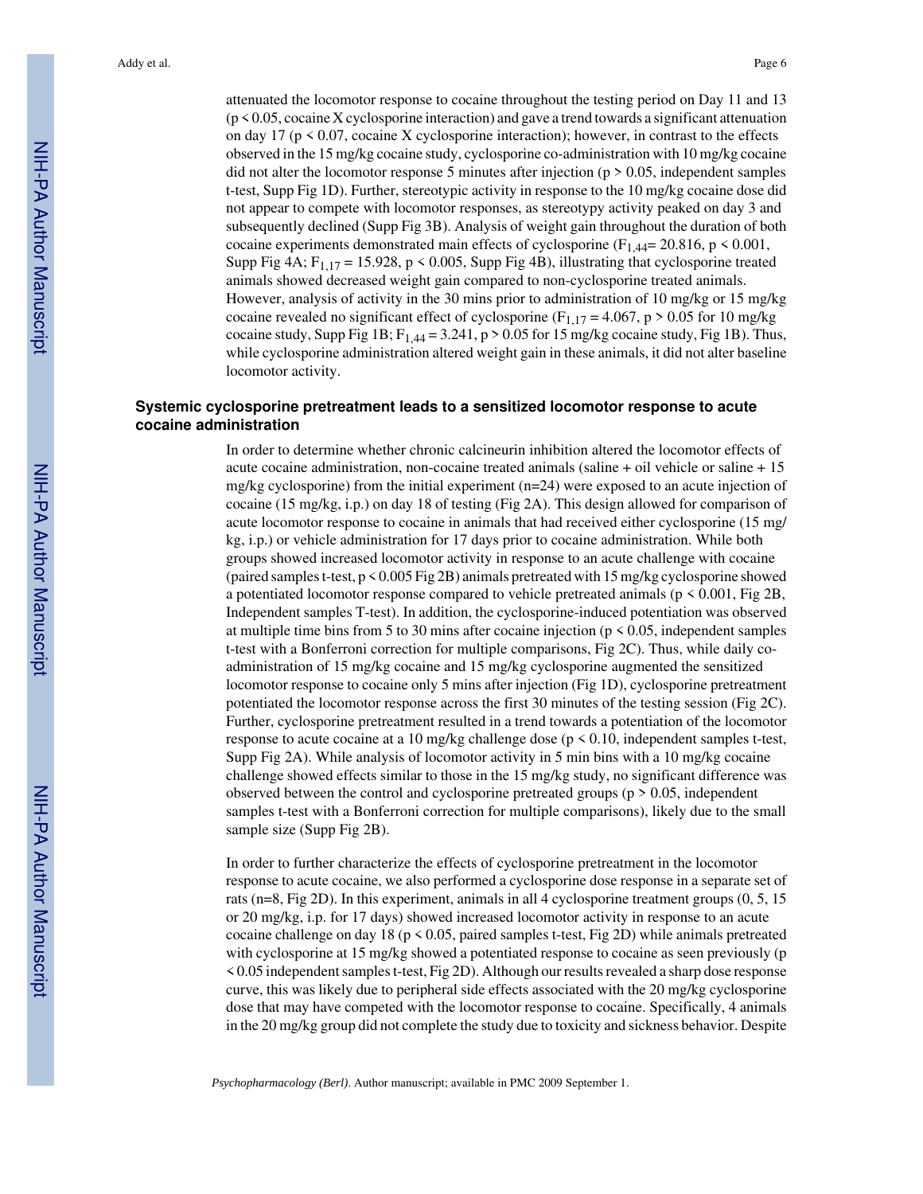attenuated the locomotor response to cocaine throughout the testing period on Day 11 and 13 ($p < 0.05$, cocaine X cyclosporine interaction) and gave a trend towards a significant attenuation on day 17 ($p < 0.07$, cocaine X cyclosporine interaction); however, in contrast to the effects observed in the 15 mg/kg cocaine study, cyclosporine co-administration with 10 mg/kg cocaine did not alter the locomotor response 5 minutes after injection ($p > 0.05$, independent samples t-test, Supp Fig 1D). Further, stereotypic activity in response to the 10 mg/kg cocaine dose did not appear to compete with locomotor responses, as stereotypy activity peaked on day 3 and subsequently declined (Supp Fig 3B). Analysis of weight gain throughout the duration of both cocaine experiments demonstrated main effects of cyclosporine ($F_{1,44}$= 20.816, $p < 0.001$, Supp Fig 4A; $F_{1,17}$ = 15.928, $p < 0.005$, Supp Fig 4B), illustrating that cyclosporine treated animals showed decreased weight gain compared to non-cyclosporine treated animals. However, analysis of activity in the 30 mins prior to administration of 10 mg/kg or 15 mg/kg cocaine revealed no significant effect of cyclosporine ($F_{1,17}$ = 4.067, $p > 0.05$ for 10 mg/kg cocaine study, Supp Fig 1B; $F_{1,44}$ = 3.241, $p > 0.05$ for 15 mg/kg cocaine study, Fig 1B). Thus, while cyclosporine administration altered weight gain in these animals, it did not alter baseline locomotor activity.

### Systemic cyclosporine pretreatment leads to a sensitized locomotor response to acute cocaine administration

In order to determine whether chronic calcineurin inhibition altered the locomotor effects of acute cocaine administration, non-cocaine treated animals (saline + oil vehicle or saline + 15 mg/kg cyclosporine) from the initial experiment (n=24) were exposed to an acute injection of cocaine (15 mg/kg, i.p.) on day 18 of testing (Fig 2A). This design allowed for comparison of acute locomotor response to cocaine in animals that had received either cyclosporine (15 mg/kg, i.p.) or vehicle administration for 17 days prior to cocaine administration. While both groups showed increased locomotor activity in response to an acute challenge with cocaine (paired samples t-test, $p < 0.005$ Fig 2B) animals pretreated with 15 mg/kg cyclosporine showed a potentiated locomotor response compared to vehicle pretreated animals ($p < 0.001$, Fig 2B, Independent samples T-test). In addition, the cyclosporine-induced potentiation was observed at multiple time bins from 5 to 30 mins after cocaine injection ($p < 0.05$, independent samples t-test with a Bonferroni correction for multiple comparisons, Fig 2C). Thus, while daily co-administration of 15 mg/kg cocaine and 15 mg/kg cyclosporine augmented the sensitized locomotor response to cocaine only 5 mins after injection (Fig 1D), cyclosporine pretreatment potentiated the locomotor response across the first 30 minutes of the testing session (Fig 2C). Further, cyclosporine pretreatment resulted in a trend towards a potentiation of the locomotor response to acute cocaine at a 10 mg/kg challenge dose ($p < 0.10$, independent samples t-test, Supp Fig 2A). While analysis of locomotor activity in 5 min bins with a 10 mg/kg cocaine challenge showed effects similar to those in the 15 mg/kg study, no significant difference was observed between the control and cyclosporine pretreated groups ($p > 0.05$, independent samples t-test with a Bonferroni correction for multiple comparisons), likely due to the small sample size (Supp Fig 2B).

In order to further characterize the effects of cyclosporine pretreatment in the locomotor response to acute cocaine, we also performed a cyclosporine dose response in a separate set of rats (n=8, Fig 2D). In this experiment, animals in all 4 cyclosporine treatment groups (0, 5, 15 or 20 mg/kg, i.p. for 17 days) showed increased locomotor activity in response to an acute cocaine challenge on day 18 ($p < 0.05$, paired samples t-test, Fig 2D) while animals pretreated with cyclosporine at 15 mg/kg showed a potentiated response to cocaine as seen previously ($p < 0.05$ independent samples t-test, Fig 2D). Although our results revealed a sharp dose response curve, this was likely due to peripheral side effects associated with the 20 mg/kg cyclosporine dose that may have competed with the locomotor response to cocaine. Specifically, 4 animals in the 20 mg/kg group did not complete the study due to toxicity and sickness behavior. Despite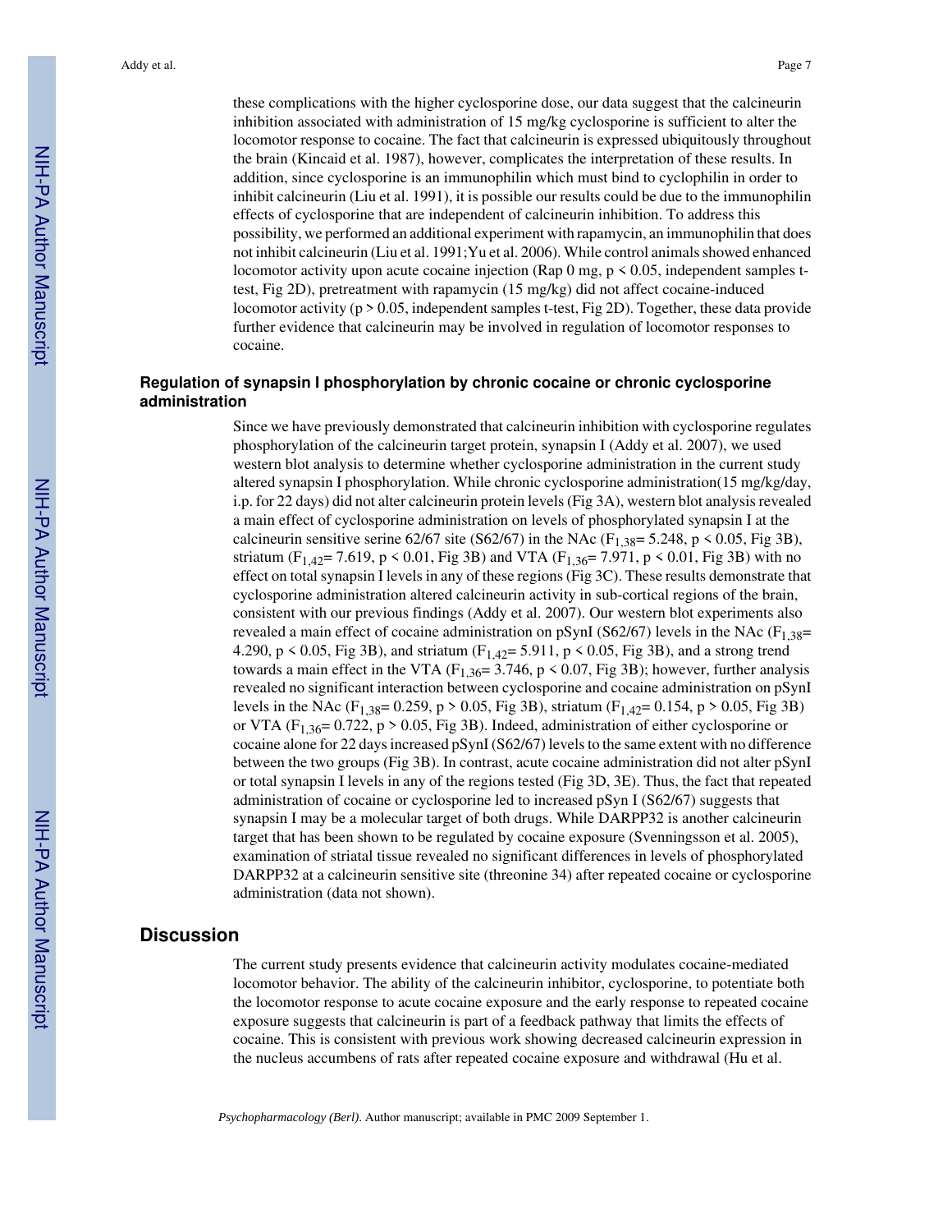these complications with the higher cyclosporine dose, our data suggest that the calcineurin inhibition associated with administration of 15 mg/kg cyclosporine is sufficient to alter the locomotor response to cocaine. The fact that calcineurin is expressed ubiquitously throughout the brain (Kincaid et al. 1987), however, complicates the interpretation of these results. In addition, since cyclosporine is an immunophilin which must bind to cyclophilin in order to inhibit calcineurin (Liu et al. 1991), it is possible our results could be due to the immunophilin effects of cyclosporine that are independent of calcineurin inhibition. To address this possibility, we performed an additional experiment with rapamycin, an immunophilin that does not inhibit calcineurin (Liu et al. 1991;Yu et al. 2006). While control animals showed enhanced locomotor activity upon acute cocaine injection (Rap 0 mg, $p < 0.05$, independent samples t-test, Fig 2D), pretreatment with rapamycin (15 mg/kg) did not affect cocaine-induced locomotor activity ($p > 0.05$, independent samples t-test, Fig 2D). Together, these data provide further evidence that calcineurin may be involved in regulation of locomotor responses to cocaine.

### Regulation of synapsin I phosphorylation by chronic cocaine or chronic cyclosporine administration

Since we have previously demonstrated that calcineurin inhibition with cyclosporine regulates phosphorylation of the calcineurin target protein, synapsin I (Addy et al. 2007), we used western blot analysis to determine whether cyclosporine administration in the current study altered synapsin I phosphorylation. While chronic cyclosporine administration(15 mg/kg/day, i.p. for 22 days) did not alter calcineurin protein levels (Fig 3A), western blot analysis revealed a main effect of cyclosporine administration on levels of phosphorylated synapsin I at the calcineurin sensitive serine 62/67 site (S62/67) in the NAc ($F_{1,38}= 5.248$, $p < 0.05$, Fig 3B), striatum ($F_{1,42}= 7.619$, $p < 0.01$, Fig 3B) and VTA ($F_{1,36}= 7.971$, $p < 0.01$, Fig 3B) with no effect on total synapsin I levels in any of these regions (Fig 3C). These results demonstrate that cyclosporine administration altered calcineurin activity in sub-cortical regions of the brain, consistent with our previous findings (Addy et al. 2007). Our western blot experiments also revealed a main effect of cocaine administration on pSynI (S62/67) levels in the NAc ($F_{1,38}= 4.290$, $p < 0.05$, Fig 3B), and striatum ($F_{1,42}= 5.911$, $p < 0.05$, Fig 3B), and a strong trend towards a main effect in the VTA ($F_{1,36}= 3.746$, $p < 0.07$, Fig 3B); however, further analysis revealed no significant interaction between cyclosporine and cocaine administration on pSynI levels in the NAc ($F_{1,38}= 0.259$, $p > 0.05$, Fig 3B), striatum ($F_{1,42}= 0.154$, $p > 0.05$, Fig 3B) or VTA ($F_{1,36}= 0.722$, $p > 0.05$, Fig 3B). Indeed, administration of either cyclosporine or cocaine alone for 22 days increased pSynI (S62/67) levels to the same extent with no difference between the two groups (Fig 3B). In contrast, acute cocaine administration did not alter pSynI or total synapsin I levels in any of the regions tested (Fig 3D, 3E). Thus, the fact that repeated administration of cocaine or cyclosporine led to increased pSyn I (S62/67) suggests that synapsin I may be a molecular target of both drugs. While DARPP32 is another calcineurin target that has been shown to be regulated by cocaine exposure (Svenningsson et al. 2005), examination of striatal tissue revealed no significant differences in levels of phosphorylated DARPP32 at a calcineurin sensitive site (threonine 34) after repeated cocaine or cyclosporine administration (data not shown).

## Discussion

The current study presents evidence that calcineurin activity modulates cocaine-mediated locomotor behavior. The ability of the calcineurin inhibitor, cyclosporine, to potentiate both the locomotor response to acute cocaine exposure and the early response to repeated cocaine exposure suggests that calcineurin is part of a feedback pathway that limits the effects of cocaine. This is consistent with previous work showing decreased calcineurin expression in the nucleus accumbens of rats after repeated cocaine exposure and withdrawal (Hu et al.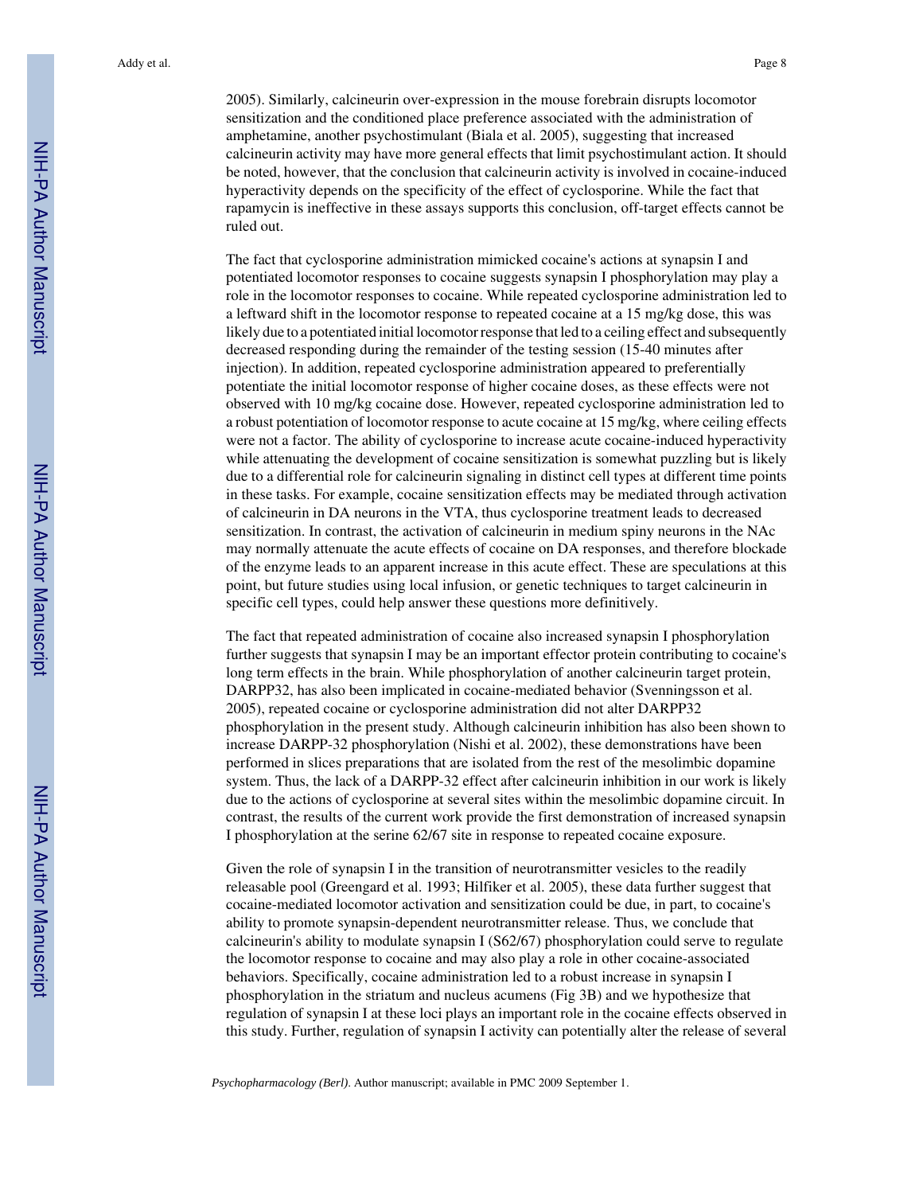2005). Similarly, calcineurin over-expression in the mouse forebrain disrupts locomotor sensitization and the conditioned place preference associated with the administration of amphetamine, another psychostimulant (Biala et al. 2005), suggesting that increased calcineurin activity may have more general effects that limit psychostimulant action. It should be noted, however, that the conclusion that calcineurin activity is involved in cocaine-induced hyperactivity depends on the specificity of the effect of cyclosporine. While the fact that rapamycin is ineffective in these assays supports this conclusion, off-target effects cannot be ruled out.

The fact that cyclosporine administration mimicked cocaine's actions at synapsin I and potentiated locomotor responses to cocaine suggests synapsin I phosphorylation may play a role in the locomotor responses to cocaine. While repeated cyclosporine administration led to a leftward shift in the locomotor response to repeated cocaine at a 15 mg/kg dose, this was likely due to a potentiated initial locomotor response that led to a ceiling effect and subsequently decreased responding during the remainder of the testing session (15-40 minutes after injection). In addition, repeated cyclosporine administration appeared to preferentially potentiate the initial locomotor response of higher cocaine doses, as these effects were not observed with 10 mg/kg cocaine dose. However, repeated cyclosporine administration led to a robust potentiation of locomotor response to acute cocaine at 15 mg/kg, where ceiling effects were not a factor. The ability of cyclosporine to increase acute cocaine-induced hyperactivity while attenuating the development of cocaine sensitization is somewhat puzzling but is likely due to a differential role for calcineurin signaling in distinct cell types at different time points in these tasks. For example, cocaine sensitization effects may be mediated through activation of calcineurin in DA neurons in the VTA, thus cyclosporine treatment leads to decreased sensitization. In contrast, the activation of calcineurin in medium spiny neurons in the NAc may normally attenuate the acute effects of cocaine on DA responses, and therefore blockade of the enzyme leads to an apparent increase in this acute effect. These are speculations at this point, but future studies using local infusion, or genetic techniques to target calcineurin in specific cell types, could help answer these questions more definitively.

The fact that repeated administration of cocaine also increased synapsin I phosphorylation further suggests that synapsin I may be an important effector protein contributing to cocaine's long term effects in the brain. While phosphorylation of another calcineurin target protein, DARPP32, has also been implicated in cocaine-mediated behavior (Svenningsson et al. 2005), repeated cocaine or cyclosporine administration did not alter DARPP32 phosphorylation in the present study. Although calcineurin inhibition has also been shown to increase DARPP-32 phosphorylation (Nishi et al. 2002), these demonstrations have been performed in slices preparations that are isolated from the rest of the mesolimbic dopamine system. Thus, the lack of a DARPP-32 effect after calcineurin inhibition in our work is likely due to the actions of cyclosporine at several sites within the mesolimbic dopamine circuit. In contrast, the results of the current work provide the first demonstration of increased synapsin I phosphorylation at the serine 62/67 site in response to repeated cocaine exposure.

Given the role of synapsin I in the transition of neurotransmitter vesicles to the readily releasable pool (Greengard et al. 1993; Hilfiker et al. 2005), these data further suggest that cocaine-mediated locomotor activation and sensitization could be due, in part, to cocaine's ability to promote synapsin-dependent neurotransmitter release. Thus, we conclude that calcineurin's ability to modulate synapsin I (S62/67) phosphorylation could serve to regulate the locomotor response to cocaine and may also play a role in other cocaine-associated behaviors. Specifically, cocaine administration led to a robust increase in synapsin I phosphorylation in the striatum and nucleus acumens (Fig 3B) and we hypothesize that regulation of synapsin I at these loci plays an important role in the cocaine effects observed in this study. Further, regulation of synapsin I activity can potentially alter the release of several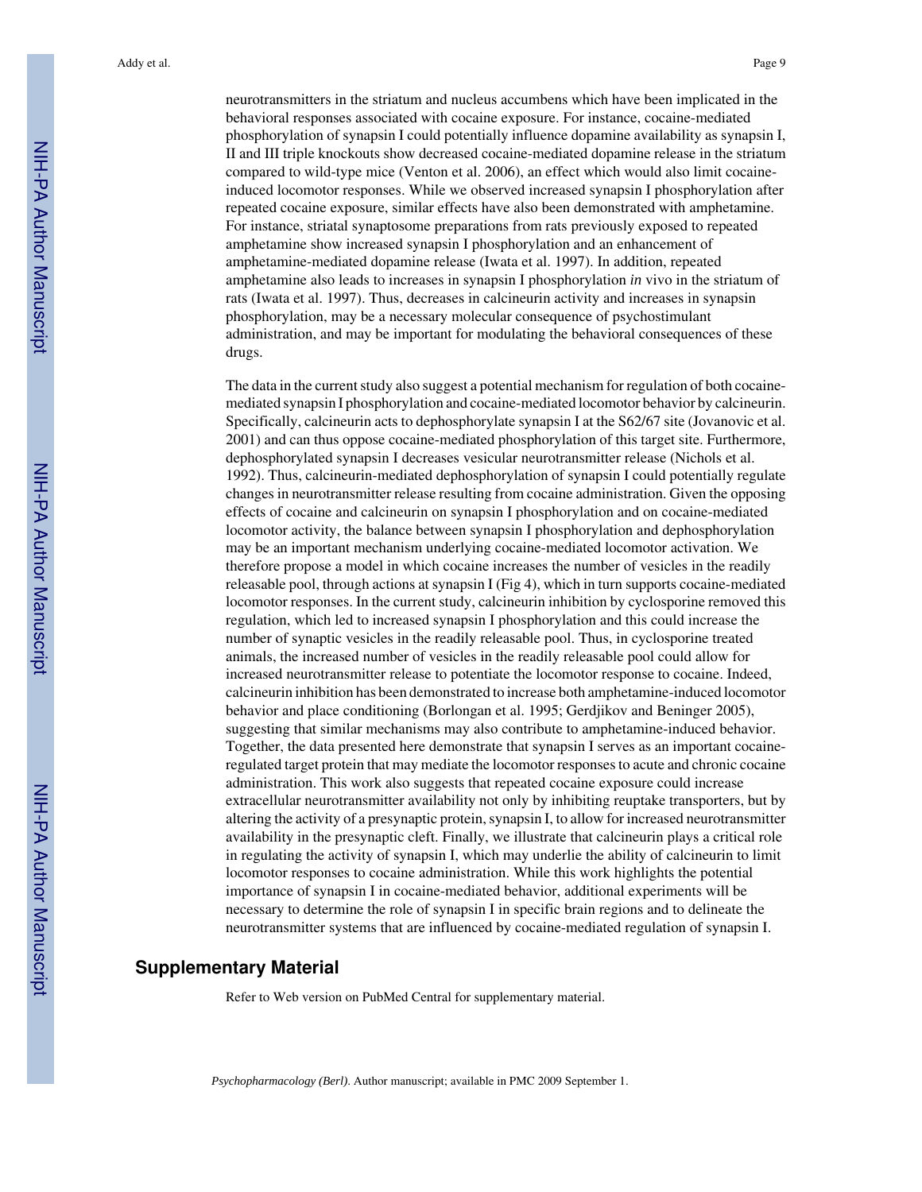neurotransmitters in the striatum and nucleus accumbens which have been implicated in the behavioral responses associated with cocaine exposure. For instance, cocaine-mediated phosphorylation of synapsin I could potentially influence dopamine availability as synapsin I, II and III triple knockouts show decreased cocaine-mediated dopamine release in the striatum compared to wild-type mice (Venton et al. 2006), an effect which would also limit cocaine-induced locomotor responses. While we observed increased synapsin I phosphorylation after repeated cocaine exposure, similar effects have also been demonstrated with amphetamine. For instance, striatal synaptosome preparations from rats previously exposed to repeated amphetamine show increased synapsin I phosphorylation and an enhancement of amphetamine-mediated dopamine release (Iwata et al. 1997). In addition, repeated amphetamine also leads to increases in synapsin I phosphorylation *in* vivo in the striatum of rats (Iwata et al. 1997). Thus, decreases in calcineurin activity and increases in synapsin phosphorylation, may be a necessary molecular consequence of psychostimulant administration, and may be important for modulating the behavioral consequences of these drugs.

The data in the current study also suggest a potential mechanism for regulation of both cocaine-mediated synapsin I phosphorylation and cocaine-mediated locomotor behavior by calcineurin. Specifically, calcineurin acts to dephosphorylate synapsin I at the S62/67 site (Jovanovic et al. 2001) and can thus oppose cocaine-mediated phosphorylation of this target site. Furthermore, dephosphorylated synapsin I decreases vesicular neurotransmitter release (Nichols et al. 1992). Thus, calcineurin-mediated dephosphorylation of synapsin I could potentially regulate changes in neurotransmitter release resulting from cocaine administration. Given the opposing effects of cocaine and calcineurin on synapsin I phosphorylation and on cocaine-mediated locomotor activity, the balance between synapsin I phosphorylation and dephosphorylation may be an important mechanism underlying cocaine-mediated locomotor activation. We therefore propose a model in which cocaine increases the number of vesicles in the readily releasable pool, through actions at synapsin I (Fig 4), which in turn supports cocaine-mediated locomotor responses. In the current study, calcineurin inhibition by cyclosporine removed this regulation, which led to increased synapsin I phosphorylation and this could increase the number of synaptic vesicles in the readily releasable pool. Thus, in cyclosporine treated animals, the increased number of vesicles in the readily releasable pool could allow for increased neurotransmitter release to potentiate the locomotor response to cocaine. Indeed, calcineurin inhibition has been demonstrated to increase both amphetamine-induced locomotor behavior and place conditioning (Borlongan et al. 1995; Gerdjikov and Beninger 2005), suggesting that similar mechanisms may also contribute to amphetamine-induced behavior. Together, the data presented here demonstrate that synapsin I serves as an important cocaine-regulated target protein that may mediate the locomotor responses to acute and chronic cocaine administration. This work also suggests that repeated cocaine exposure could increase extracellular neurotransmitter availability not only by inhibiting reuptake transporters, but by altering the activity of a presynaptic protein, synapsin I, to allow for increased neurotransmitter availability in the presynaptic cleft. Finally, we illustrate that calcineurin plays a critical role in regulating the activity of synapsin I, which may underlie the ability of calcineurin to limit locomotor responses to cocaine administration. While this work highlights the potential importance of synapsin I in cocaine-mediated behavior, additional experiments will be necessary to determine the role of synapsin I in specific brain regions and to delineate the neurotransmitter systems that are influenced by cocaine-mediated regulation of synapsin I.

## Supplementary Material

Refer to Web version on PubMed Central for supplementary material.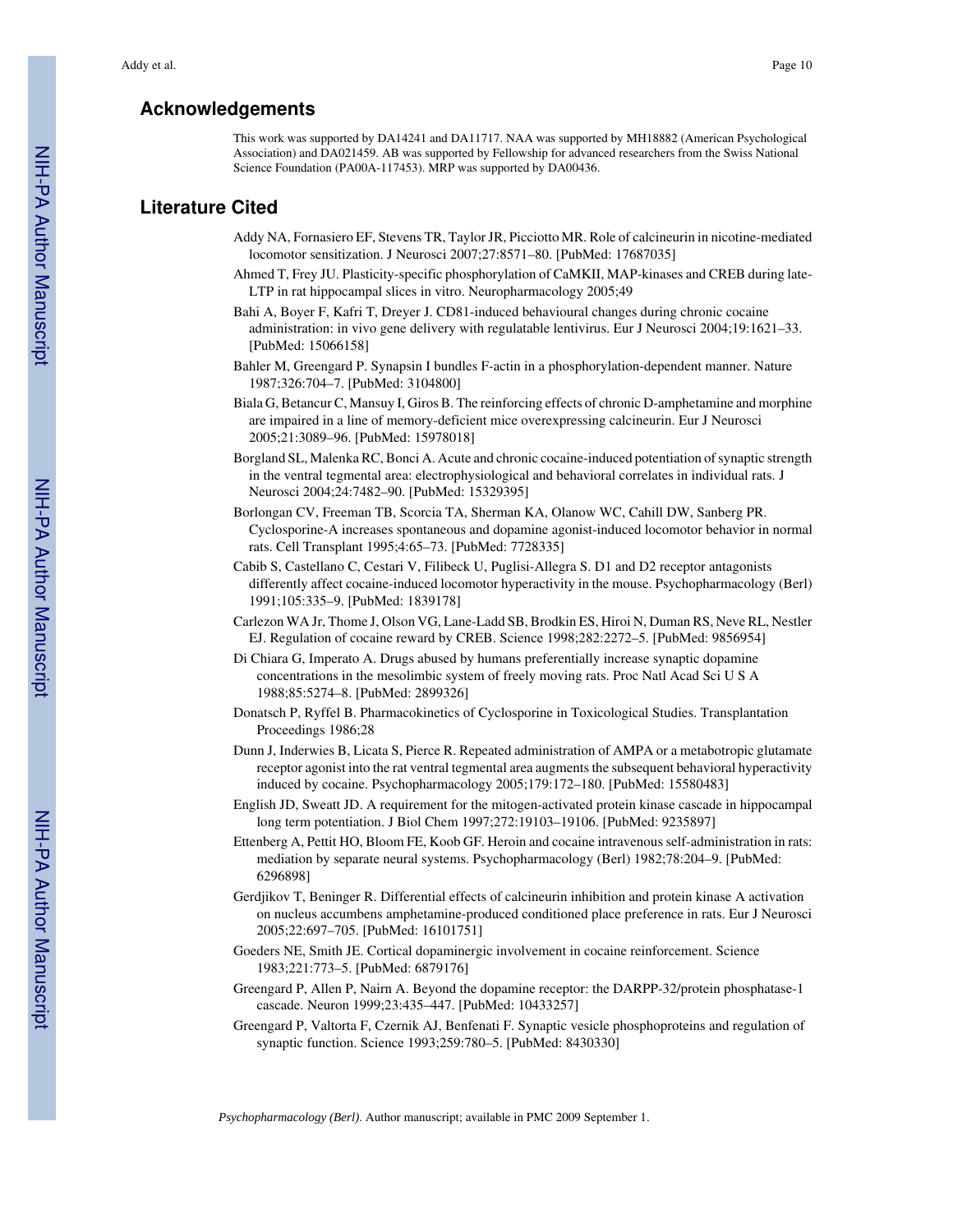## Acknowledgements

This work was supported by DA14241 and DA11717. NAA was supported by MH18882 (American Psychological Association) and DA021459. AB was supported by Fellowship for advanced researchers from the Swiss National Science Foundation (PA00A-117453). MRP was supported by DA00436.

## Literature Cited

Addy NA, Fornasiero EF, Stevens TR, Taylor JR, Picciotto MR. Role of calcineurin in nicotine-mediated locomotor sensitization. J Neurosci 2007;27:8571–80. [PubMed: 17687035]

Ahmed T, Frey JU. Plasticity-specific phosphorylation of CaMKII, MAP-kinases and CREB during late-LTP in rat hippocampal slices in vitro. Neuropharmacology 2005;49

Bahi A, Boyer F, Kafri T, Dreyer J. CD81-induced behavioural changes during chronic cocaine administration: in vivo gene delivery with regulatable lentivirus. Eur J Neurosci 2004;19:1621–33. [PubMed: 15066158]

Bahler M, Greengard P. Synapsin I bundles F-actin in a phosphorylation-dependent manner. Nature 1987;326:704–7. [PubMed: 3104800]

Biala G, Betancur C, Mansuy I, Giros B. The reinforcing effects of chronic D-amphetamine and morphine are impaired in a line of memory-deficient mice overexpressing calcineurin. Eur J Neurosci 2005;21:3089–96. [PubMed: 15978018]

Borgland SL, Malenka RC, Bonci A. Acute and chronic cocaine-induced potentiation of synaptic strength in the ventral tegmental area: electrophysiological and behavioral correlates in individual rats. J Neurosci 2004;24:7482–90. [PubMed: 15329395]

Borlongan CV, Freeman TB, Scorcia TA, Sherman KA, Olanow WC, Cahill DW, Sanberg PR. Cyclosporine-A increases spontaneous and dopamine agonist-induced locomotor behavior in normal rats. Cell Transplant 1995;4:65–73. [PubMed: 7728335]

Cabib S, Castellano C, Cestari V, Filibeck U, Puglisi-Allegra S. D1 and D2 receptor antagonists differently affect cocaine-induced locomotor hyperactivity in the mouse. Psychopharmacology (Berl) 1991;105:335–9. [PubMed: 1839178]

Carlezon WA Jr, Thome J, Olson VG, Lane-Ladd SB, Brodkin ES, Hiroi N, Duman RS, Neve RL, Nestler EJ. Regulation of cocaine reward by CREB. Science 1998;282:2272–5. [PubMed: 9856954]

Di Chiara G, Imperato A. Drugs abused by humans preferentially increase synaptic dopamine concentrations in the mesolimbic system of freely moving rats. Proc Natl Acad Sci U S A 1988;85:5274–8. [PubMed: 2899326]

Donatsch P, Ryffel B. Pharmacokinetics of Cyclosporine in Toxicological Studies. Transplantation Proceedings 1986;28

Dunn J, Inderwies B, Licata S, Pierce R. Repeated administration of AMPA or a metabotropic glutamate receptor agonist into the rat ventral tegmental area augments the subsequent behavioral hyperactivity induced by cocaine. Psychopharmacology 2005;179:172–180. [PubMed: 15580483]

English JD, Sweatt JD. A requirement for the mitogen-activated protein kinase cascade in hippocampal long term potentiation. J Biol Chem 1997;272:19103–19106. [PubMed: 9235897]

Ettenberg A, Pettit HO, Bloom FE, Koob GF. Heroin and cocaine intravenous self-administration in rats: mediation by separate neural systems. Psychopharmacology (Berl) 1982;78:204–9. [PubMed: 6296898]

Gerdjikov T, Beninger R. Differential effects of calcineurin inhibition and protein kinase A activation on nucleus accumbens amphetamine-produced conditioned place preference in rats. Eur J Neurosci 2005;22:697–705. [PubMed: 16101751]

Goeders NE, Smith JE. Cortical dopaminergic involvement in cocaine reinforcement. Science 1983;221:773–5. [PubMed: 6879176]

Greengard P, Allen P, Nairn A. Beyond the dopamine receptor: the DARPP-32/protein phosphatase-1 cascade. Neuron 1999;23:435–447. [PubMed: 10433257]

Greengard P, Valtorta F, Czernik AJ, Benfenati F. Synaptic vesicle phosphoproteins and regulation of synaptic function. Science 1993;259:780–5. [PubMed: 8430330]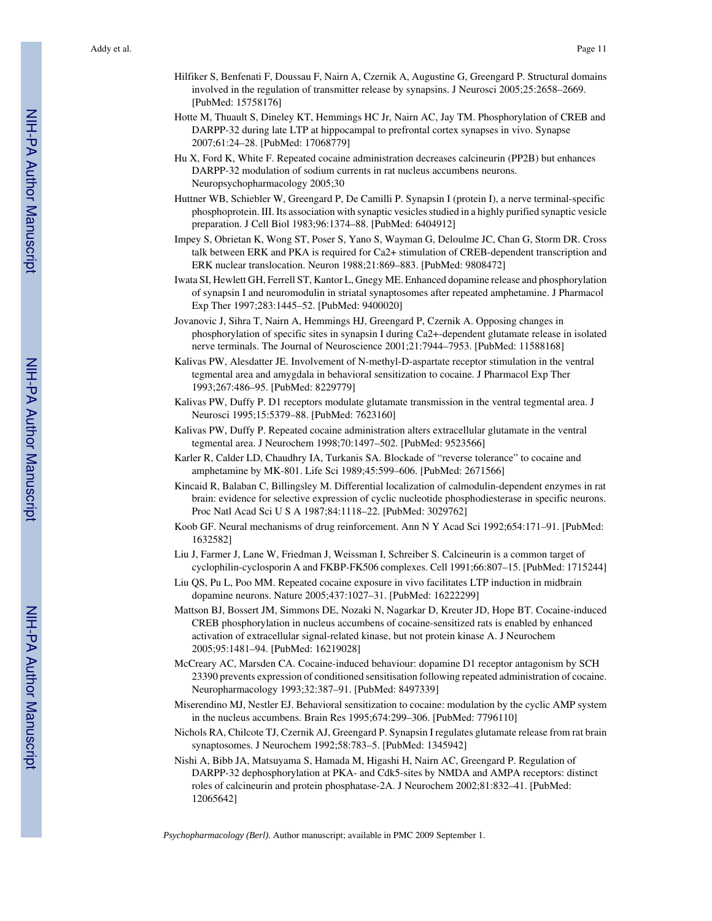Hilfiker S, Benfenati F, Doussau F, Nairn A, Czernik A, Augustine G, Greengard P. Structural domains involved in the regulation of transmitter release by synapsins. J Neurosci 2005;25:2658–2669. [PubMed: 15758176]

Hotte M, Thuault S, Dineley KT, Hemmings HC Jr, Nairn AC, Jay TM. Phosphorylation of CREB and DARPP-32 during late LTP at hippocampal to prefrontal cortex synapses in vivo. Synapse 2007;61:24–28. [PubMed: 17068779]

Hu X, Ford K, White F. Repeated cocaine administration decreases calcineurin (PP2B) but enhances DARPP-32 modulation of sodium currents in rat nucleus accumbens neurons. Neuropsychopharmacology 2005;30

Huttner WB, Schiebler W, Greengard P, De Camilli P. Synapsin I (protein I), a nerve terminal-specific phosphoprotein. III. Its association with synaptic vesicles studied in a highly purified synaptic vesicle preparation. J Cell Biol 1983;96:1374–88. [PubMed: 6404912]

Impey S, Obrietan K, Wong ST, Poser S, Yano S, Wayman G, Deloulme JC, Chan G, Storm DR. Cross talk between ERK and PKA is required for Ca2+ stimulation of CREB-dependent transcription and ERK nuclear translocation. Neuron 1988;21:869–883. [PubMed: 9808472]

Iwata SI, Hewlett GH, Ferrell ST, Kantor L, Gnegy ME. Enhanced dopamine release and phosphorylation of synapsin I and neuromodulin in striatal synaptosomes after repeated amphetamine. J Pharmacol Exp Ther 1997;283:1445–52. [PubMed: 9400020]

Jovanovic J, Sihra T, Nairn A, Hemmings HJ, Greengard P, Czernik A. Opposing changes in phosphorylation of specific sites in synapsin I during Ca2+-dependent glutamate release in isolated nerve terminals. The Journal of Neuroscience 2001;21:7944–7953. [PubMed: 11588168]

Kalivas PW, Alesdatter JE. Involvement of N-methyl-D-aspartate receptor stimulation in the ventral tegmental area and amygdala in behavioral sensitization to cocaine. J Pharmacol Exp Ther 1993;267:486–95. [PubMed: 8229779]

Kalivas PW, Duffy P. D1 receptors modulate glutamate transmission in the ventral tegmental area. J Neurosci 1995;15:5379–88. [PubMed: 7623160]

Kalivas PW, Duffy P. Repeated cocaine administration alters extracellular glutamate in the ventral tegmental area. J Neurochem 1998;70:1497–502. [PubMed: 9523566]

Karler R, Calder LD, Chaudhry IA, Turkanis SA. Blockade of "reverse tolerance" to cocaine and amphetamine by MK-801. Life Sci 1989;45:599–606. [PubMed: 2671566]

Kincaid R, Balaban C, Billingsley M. Differential localization of calmodulin-dependent enzymes in rat brain: evidence for selective expression of cyclic nucleotide phosphodiesterase in specific neurons. Proc Natl Acad Sci U S A 1987;84:1118–22. [PubMed: 3029762]

Koob GF. Neural mechanisms of drug reinforcement. Ann N Y Acad Sci 1992;654:171–91. [PubMed: 1632582]

Liu J, Farmer J, Lane W, Friedman J, Weissman I, Schreiber S. Calcineurin is a common target of cyclophilin-cyclosporin A and FKBP-FK506 complexes. Cell 1991;66:807–15. [PubMed: 1715244]

Liu QS, Pu L, Poo MM. Repeated cocaine exposure in vivo facilitates LTP induction in midbrain dopamine neurons. Nature 2005;437:1027–31. [PubMed: 16222299]

Mattson BJ, Bossert JM, Simmons DE, Nozaki N, Nagarkar D, Kreuter JD, Hope BT. Cocaine-induced CREB phosphorylation in nucleus accumbens of cocaine-sensitized rats is enabled by enhanced activation of extracellular signal-related kinase, but not protein kinase A. J Neurochem 2005;95:1481–94. [PubMed: 16219028]

McCreary AC, Marsden CA. Cocaine-induced behaviour: dopamine D1 receptor antagonism by SCH 23390 prevents expression of conditioned sensitisation following repeated administration of cocaine. Neuropharmacology 1993;32:387–91. [PubMed: 8497339]

Miserendino MJ, Nestler EJ. Behavioral sensitization to cocaine: modulation by the cyclic AMP system in the nucleus accumbens. Brain Res 1995;674:299–306. [PubMed: 7796110]

Nichols RA, Chilcote TJ, Czernik AJ, Greengard P. Synapsin I regulates glutamate release from rat brain synaptosomes. J Neurochem 1992;58:783–5. [PubMed: 1345942]

Nishi A, Bibb JA, Matsuyama S, Hamada M, Higashi H, Nairn AC, Greengard P. Regulation of DARPP-32 dephosphorylation at PKA- and Cdk5-sites by NMDA and AMPA receptors: distinct roles of calcineurin and protein phosphatase-2A. J Neurochem 2002;81:832–41. [PubMed: 12065642]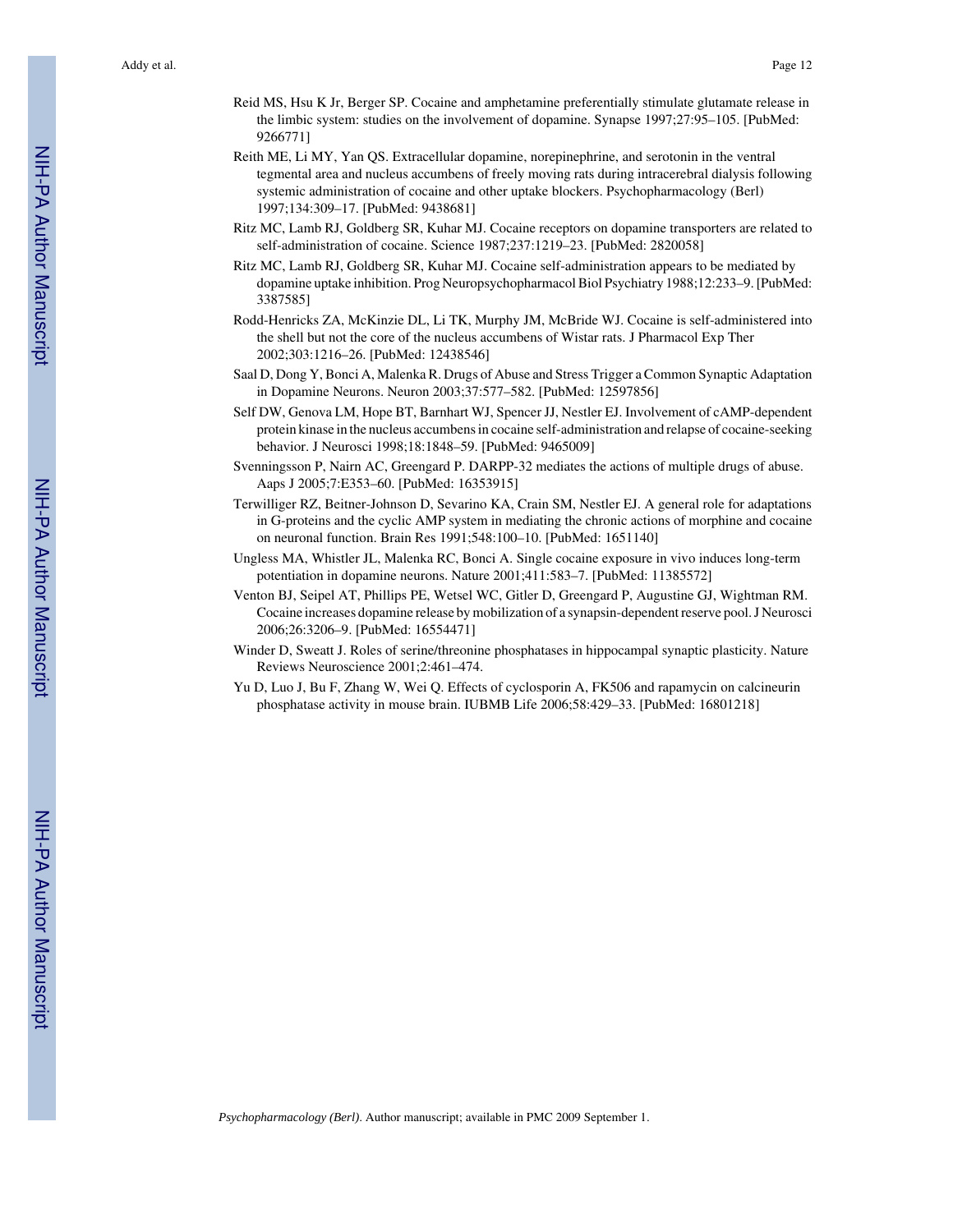Reid MS, Hsu K Jr, Berger SP. Cocaine and amphetamine preferentially stimulate glutamate release in the limbic system: studies on the involvement of dopamine. Synapse 1997;27:95–105. [PubMed: 9266771]

Reith ME, Li MY, Yan QS. Extracellular dopamine, norepinephrine, and serotonin in the ventral tegmental area and nucleus accumbens of freely moving rats during intracerebral dialysis following systemic administration of cocaine and other uptake blockers. Psychopharmacology (Berl) 1997;134:309–17. [PubMed: 9438681]

Ritz MC, Lamb RJ, Goldberg SR, Kuhar MJ. Cocaine receptors on dopamine transporters are related to self-administration of cocaine. Science 1987;237:1219–23. [PubMed: 2820058]

Ritz MC, Lamb RJ, Goldberg SR, Kuhar MJ. Cocaine self-administration appears to be mediated by dopamine uptake inhibition. Prog Neuropsychopharmacol Biol Psychiatry 1988;12:233–9. [PubMed: 3387585]

Rodd-Henricks ZA, McKinzie DL, Li TK, Murphy JM, McBride WJ. Cocaine is self-administered into the shell but not the core of the nucleus accumbens of Wistar rats. J Pharmacol Exp Ther 2002;303:1216–26. [PubMed: 12438546]

Saal D, Dong Y, Bonci A, Malenka R. Drugs of Abuse and Stress Trigger a Common Synaptic Adaptation in Dopamine Neurons. Neuron 2003;37:577–582. [PubMed: 12597856]

Self DW, Genova LM, Hope BT, Barnhart WJ, Spencer JJ, Nestler EJ. Involvement of cAMP-dependent protein kinase in the nucleus accumbens in cocaine self-administration and relapse of cocaine-seeking behavior. J Neurosci 1998;18:1848–59. [PubMed: 9465009]

Svenningsson P, Nairn AC, Greengard P. DARPP-32 mediates the actions of multiple drugs of abuse. Aaps J 2005;7:E353–60. [PubMed: 16353915]

Terwilliger RZ, Beitner-Johnson D, Sevarino KA, Crain SM, Nestler EJ. A general role for adaptations in G-proteins and the cyclic AMP system in mediating the chronic actions of morphine and cocaine on neuronal function. Brain Res 1991;548:100–10. [PubMed: 1651140]

Ungless MA, Whistler JL, Malenka RC, Bonci A. Single cocaine exposure in vivo induces long-term potentiation in dopamine neurons. Nature 2001;411:583–7. [PubMed: 11385572]

Venton BJ, Seipel AT, Phillips PE, Wetsel WC, Gitler D, Greengard P, Augustine GJ, Wightman RM. Cocaine increases dopamine release by mobilization of a synapsin-dependent reserve pool. J Neurosci 2006;26:3206–9. [PubMed: 16554471]

Winder D, Sweatt J. Roles of serine/threonine phosphatases in hippocampal synaptic plasticity. Nature Reviews Neuroscience 2001;2:461–474.

Yu D, Luo J, Bu F, Zhang W, Wei Q. Effects of cyclosporin A, FK506 and rapamycin on calcineurin phosphatase activity in mouse brain. IUBMB Life 2006;58:429–33. [PubMed: 16801218]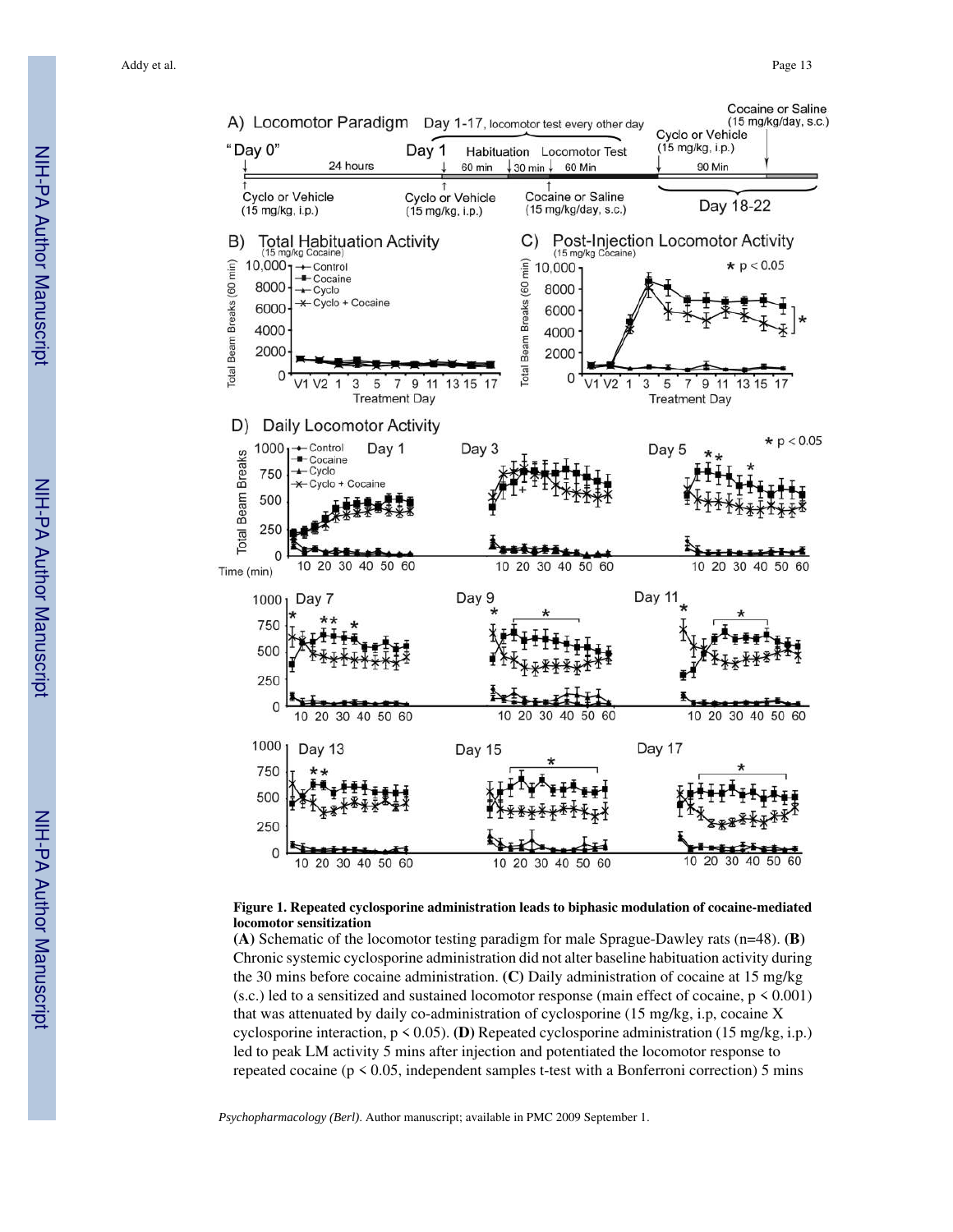A) Locomotor Paradigm

Day 1-17, locomotor test every other day

"Day 0"

24 hours

Cyclo or Vehicle (15 mg/kg, i.p.)

Day 1

Habituation 60 min

30 min

Locomotor Test 60 Min

Cyclo or Vehicle (15 mg/kg, i.p.)

Cocaine or Saline (15 mg/kg/day, s.c.)

Cyclo or Vehicle (15 mg/kg, i.p.)

90 Min

Cocaine or Saline (15 mg/kg/day, s.c.)

Day 18-22

B) Total Habituation Activity (15 mg/kg Cocaine)

Total Beam Breaks (60 min)

10,000

8000

6000

4000

2000

0

V1 V2 1 3 5 7 9 11 13 15 17

Treatment Day

Control

Cocaine

Cyclo

Cyclo + Cocaine

C) Post-Injection Locomotor Activity (15 mg/kg Cocaine)

Total Beam Breaks (60 min)

10,000

8000

6000

4000

2000

0

V1 V2 1 3 5 7 9 11 13 15 17

Treatment Day

* p < 0.05

*

D) Daily Locomotor Activity

* p < 0.05

Total Beam Breaks

Control

Cocaine

Cyclo

Cyclo + Cocaine

Day 1

Day 3

Day 5

Day 7

Day 9

Day 11

Day 13

Day 15

Day 17

1000

750

500

250

0

Time (min)

10 20 30 40 50 60

**Figure 1. Repeated cyclosporine administration leads to biphasic modulation of cocaine-mediated locomotor sensitization**

**(A)** Schematic of the locomotor testing paradigm for male Sprague-Dawley rats (n=48). **(B)** Chronic systemic cyclosporine administration did not alter baseline habituation activity during the 30 mins before cocaine administration. **(C)** Daily administration of cocaine at 15 mg/kg (s.c.) led to a sensitized and sustained locomotor response (main effect of cocaine, $p < 0.001$) that was attenuated by daily co-administration of cyclosporine (15 mg/kg, i.p, cocaine X cyclosporine interaction, $p < 0.05$). **(D)** Repeated cyclosporine administration (15 mg/kg, i.p.) led to peak LM activity 5 mins after injection and potentiated the locomotor response to repeated cocaine ($p < 0.05$, independent samples t-test with a Bonferroni correction) 5 mins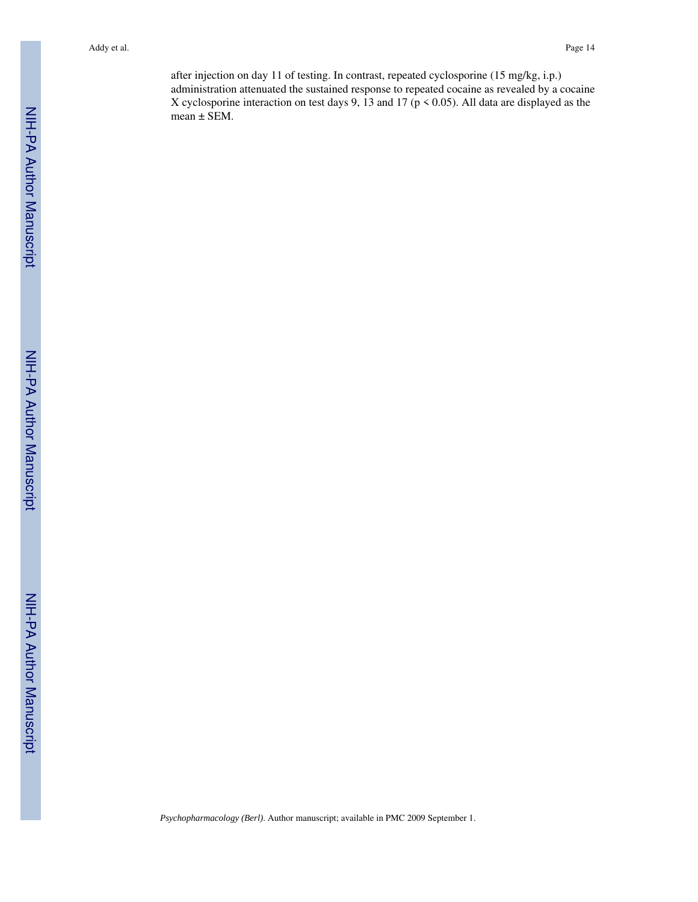after injection on day 11 of testing. In contrast, repeated cyclosporine (15 mg/kg, i.p.) administration attenuated the sustained response to repeated cocaine as revealed by a cocaine X cyclosporine interaction on test days 9, 13 and 17 ($p < 0.05$). All data are displayed as the mean ± SEM.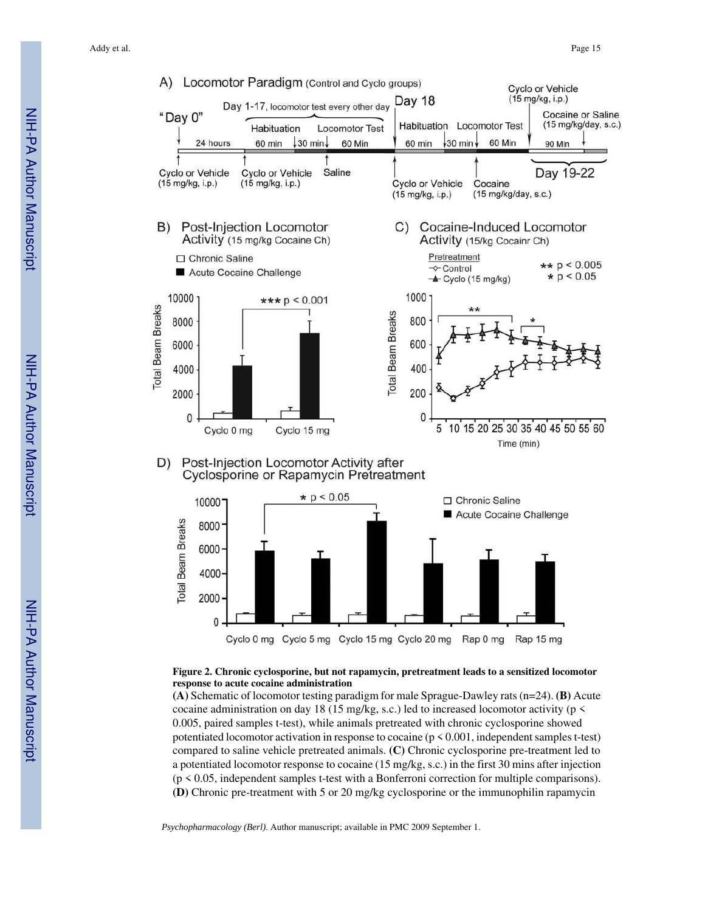A) Locomotor Paradigm (Control and Cyclo groups)

"Day 0"

24 hours

Cyclo or Vehicle (15 mg/kg, i.p.)

Day 1-17, locomotor test every other day

Habituation 60 min

30 min

Locomotor Test 60 Min

Cyclo or Vehicle (15 mg/kg, i.p.)

Saline

Day 18

Habituation 60 min

30 min

Locomotor Test 60 Min

Cyclo or Vehicle (15 mg/kg, i.p.)

Cocaine (15 mg/kg/day, s.c.)

Cyclo or Vehicle (15 mg/kg, i.p.)

Cocaine or Saline (15 mg/kg/day, s.c.)

90 Min

Day 19-22

B) Post-Injection Locomotor Activity (15 mg/kg Cocaine Ch)

☐ Chronic Saline

■ Acute Cocaine Challenge

*** p < 0.001

Total Beam Breaks

10000
8000
6000
4000
2000
0

Cyclo 0 mg Cyclo 15 mg

C) Cocaine-Induced Locomotor Activity (15/kg Cocainr Ch)

Pretreatment

Control

Cyclo (15 mg/kg)

** p < 0.005

* p < 0.05

Total Beam Breaks

1000
800
600
400
200
0

5 10 15 20 25 30 35 40 45 50 55 60

Time (min)

D) Post-Injection Locomotor Activity after Cyclosporine or Rapamycin Pretreatment

* p < 0.05

☐ Chronic Saline

■ Acute Cocaine Challenge

Total Beam Breaks

10000
8000
6000
4000
2000
0

Cyclo 0 mg Cyclo 5 mg Cyclo 15 mg Cyclo 20 mg Rap 0 mg Rap 15 mg

**Figure 2. Chronic cyclosporine, but not rapamycin, pretreatment leads to a sensitized locomotor response to acute cocaine administration**

**(A)** Schematic of locomotor testing paradigm for male Sprague-Dawley rats (n=24). **(B)** Acute cocaine administration on day 18 (15 mg/kg, s.c.) led to increased locomotor activity ($p < 0.005$, paired samples t-test), while animals pretreated with chronic cyclosporine showed potentiated locomotor activation in response to cocaine ($p < 0.001$, independent samples t-test) compared to saline vehicle pretreated animals. **(C)** Chronic cyclosporine pre-treatment led to a potentiated locomotor response to cocaine (15 mg/kg, s.c.) in the first 30 mins after injection ($p < 0.05$, independent samples t-test with a Bonferroni correction for multiple comparisons). **(D)** Chronic pre-treatment with 5 or 20 mg/kg cyclosporine or the immunophilin rapamycin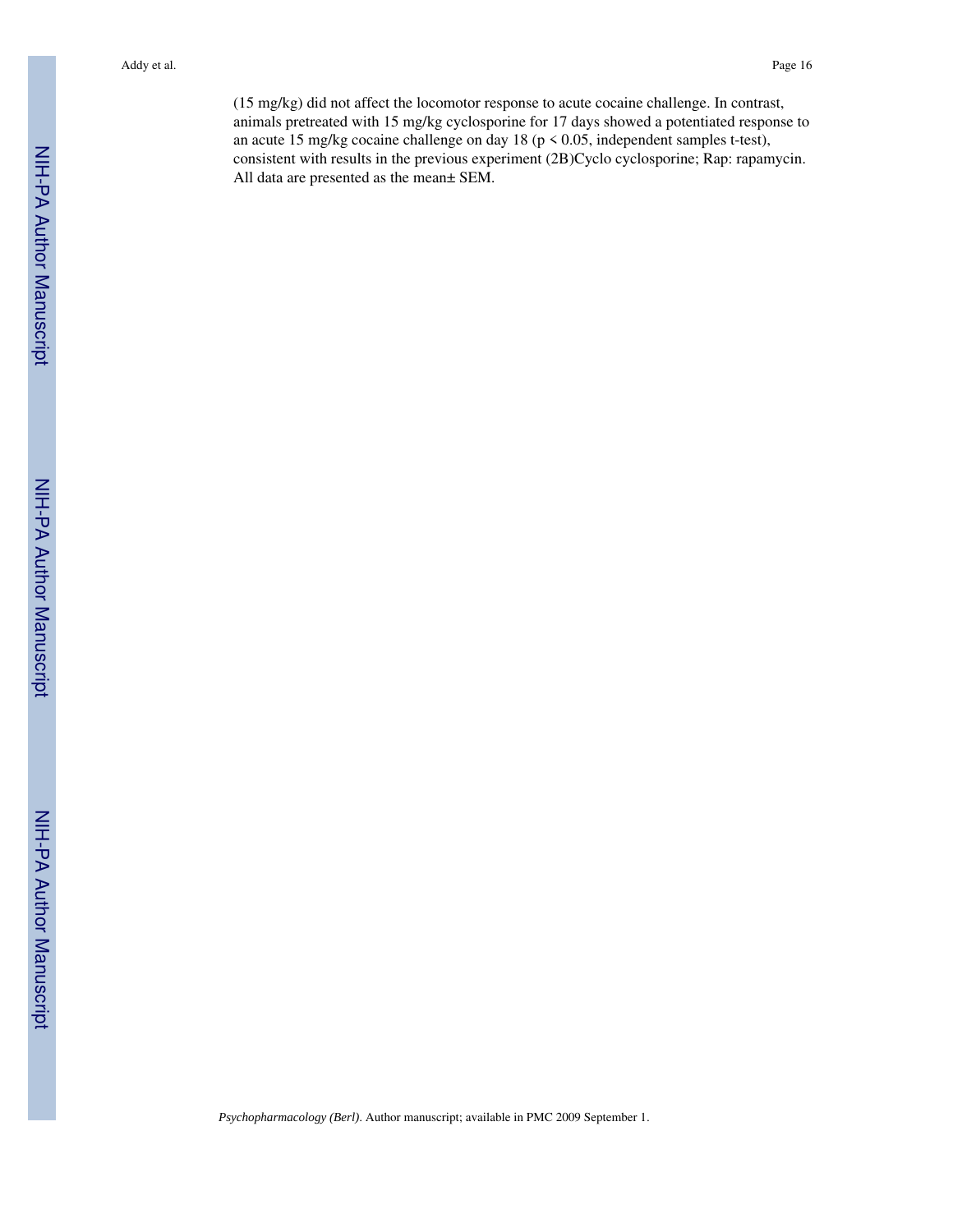(15 mg/kg) did not affect the locomotor response to acute cocaine challenge. In contrast, animals pretreated with 15 mg/kg cyclosporine for 17 days showed a potentiated response to an acute 15 mg/kg cocaine challenge on day 18 ($p < 0.05$, independent samples t-test), consistent with results in the previous experiment (2B)Cyclo cyclosporine; Rap: rapamycin. All data are presented as the mean± SEM.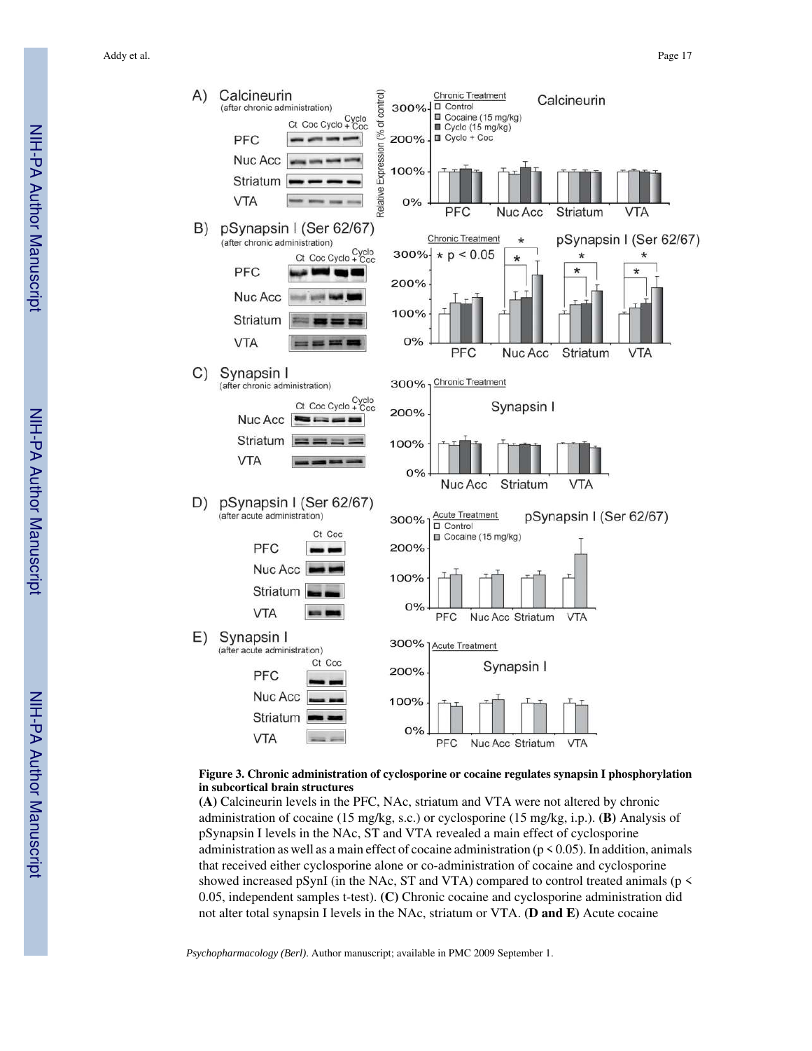A) Calcineurin
(after chronic administration)

Ct Coc Cyclo Cyclo + Coc

PFC

Nuc Acc

Striatum

VTA

Chronic Treatment

Control

Cocaine (15 mg/kg)

Cyclo (15 mg/kg)

Cyclo + Coc

Calcineurin

Relative Expression (% of control)

300%

200%

100%

0%

PFC Nuc Acc Striatum VTA

B) pSynapsin I (Ser 62/67)
(after chronic administration)

Ct Coc Cyclo Cyclo + Coc

PFC

Nuc Acc

Striatum

VTA

Chronic Treatment

* p < 0.05

pSynapsin I (Ser 62/67)

300%

200%

100%

0%

PFC Nuc Acc Striatum VTA

C) Synapsin I
(after chronic administration)

Ct Coc Cyclo Cyclo + Coc

Nuc Acc

Striatum

VTA

Chronic Treatment

Synapsin I

300%

200%

100%

0%

Nuc Acc Striatum VTA

D) pSynapsin I (Ser 62/67)
(after acute administration)

Ct Coc

PFC

Nuc Acc

Striatum

VTA

Acute Treatment

Control

Cocaine (15 mg/kg)

pSynapsin I (Ser 62/67)

300%

200%

100%

0%

PFC Nuc Acc Striatum VTA

E) Synapsin I
(after acute administration)

Ct Coc

PFC

Nuc Acc

Striatum

VTA

Acute Treatment

Synapsin I

300%

200%

100%

0%

PFC Nuc Acc Striatum VTA

**Figure 3. Chronic administration of cyclosporine or cocaine regulates synapsin I phosphorylation in subcortical brain structures**

**(A)** Calcineurin levels in the PFC, NAc, striatum and VTA were not altered by chronic administration of cocaine (15 mg/kg, s.c.) or cyclosporine (15 mg/kg, i.p.). **(B)** Analysis of pSynapsin I levels in the NAc, ST and VTA revealed a main effect of cyclosporine administration as well as a main effect of cocaine administration ($p < 0.05$). In addition, animals that received either cyclosporine alone or co-administration of cocaine and cyclosporine showed increased pSynI (in the NAc, ST and VTA) compared to control treated animals ($p < 0.05$, independent samples t-test). **(C)** Chronic cocaine and cyclosporine administration did not alter total synapsin I levels in the NAc, striatum or VTA. **(D and E)** Acute cocaine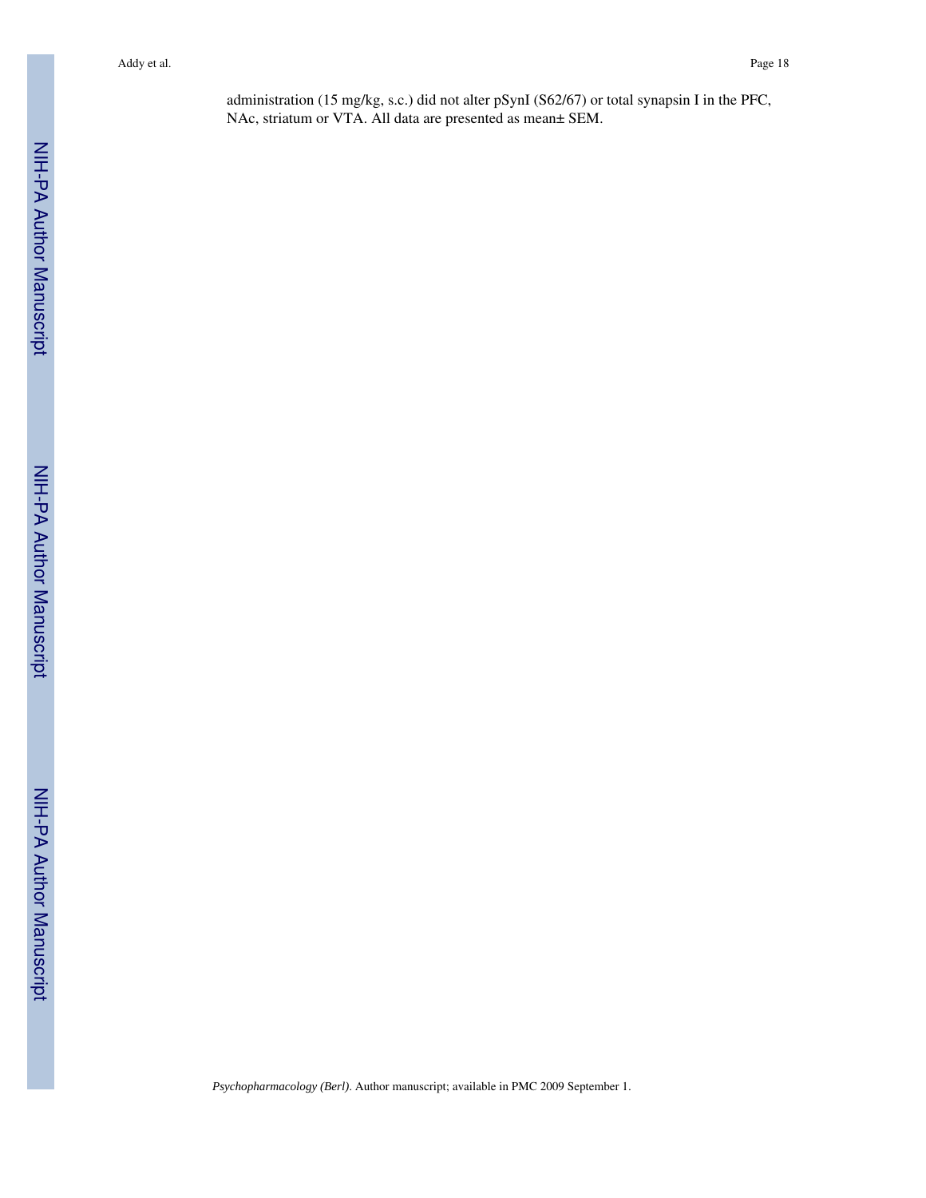administration (15 mg/kg, s.c.) did not alter pSynI (S62/67) or total synapsin I in the PFC, NAc, striatum or VTA. All data are presented as mean± SEM.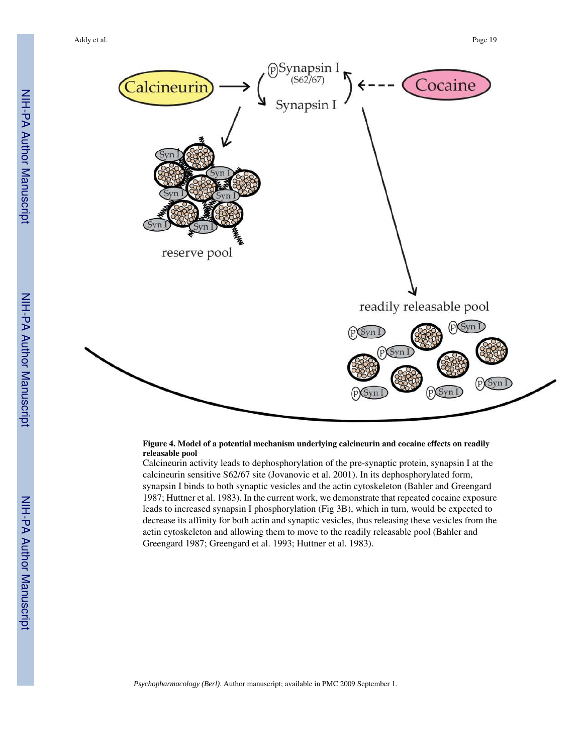Calcineurin

p Synapsin I
(S62/67)

Synapsin I

Cocaine

Syn I

reserve pool

readily releasable pool

p Syn I

**Figure 4. Model of a potential mechanism underlying calcineurin and cocaine effects on readily releasable pool**

Calcineurin activity leads to dephosphorylation of the pre-synaptic protein, synapsin I at the calcineurin sensitive S62/67 site (Jovanovic et al. 2001). In its dephosphorylated form, synapsin I binds to both synaptic vesicles and the actin cytoskeleton (Bahler and Greengard 1987; Huttner et al. 1983). In the current work, we demonstrate that repeated cocaine exposure leads to increased synapsin I phosphorylation (Fig 3B), which in turn, would be expected to decrease its affinity for both actin and synaptic vesicles, thus releasing these vesicles from the actin cytoskeleton and allowing them to move to the readily releasable pool (Bahler and Greengard 1987; Greengard et al. 1993; Huttner et al. 1983).